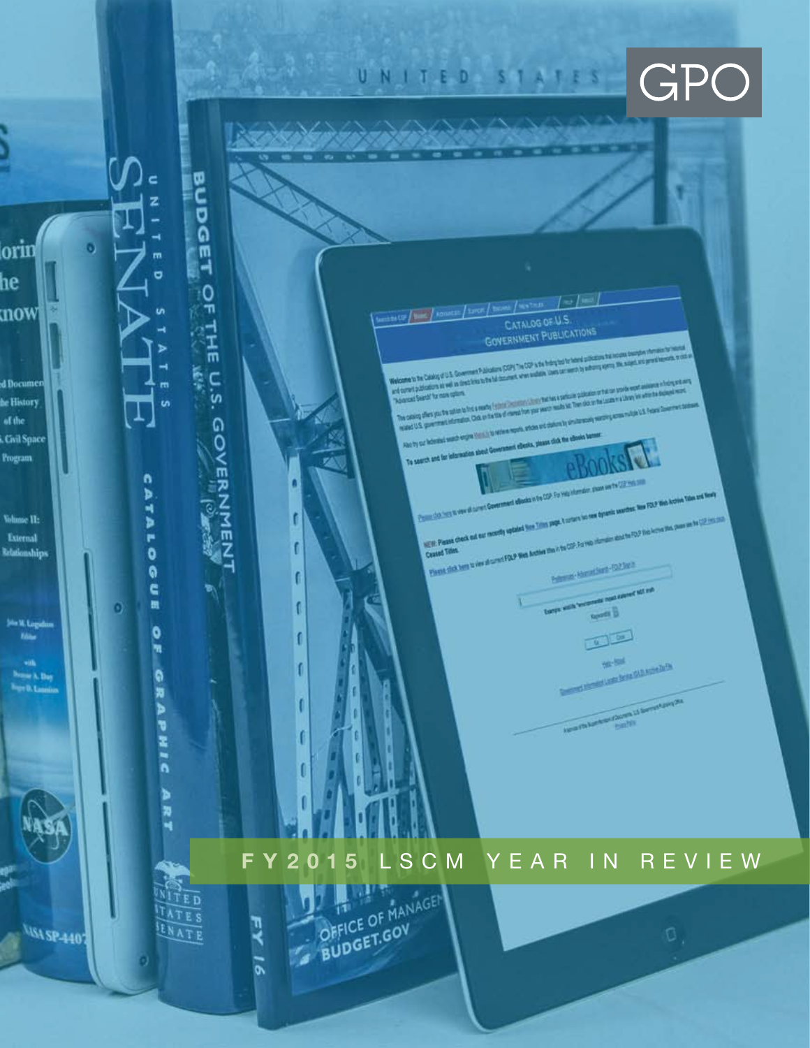GPO

# FY2015 LSCM YEAR IN REVIEW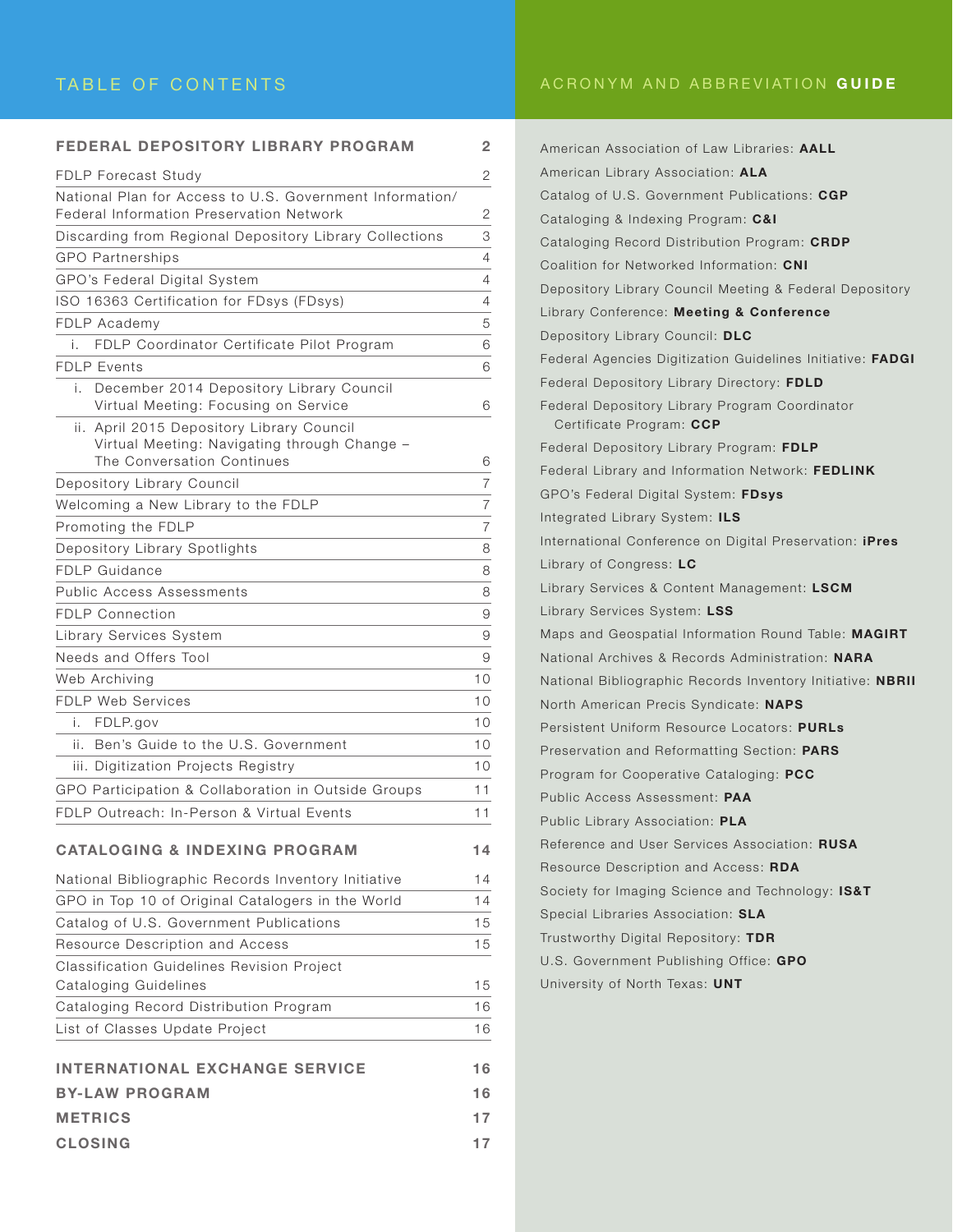## TABLE OF CONTENTS

| | |
|---|---|
| **FEDERAL DEPOSITORY LIBRARY PROGRAM** | **2** |
| FDLP Forecast Study | 2 |
| National Plan for Access to U.S. Government Information/ Federal Information Preservation Network | 2 |
| Discarding from Regional Depository Library Collections | 3 |
| GPO Partnerships | 4 |
| GPO's Federal Digital System | 4 |
| ISO 16363 Certification for FDsys (FDsys) | 4 |
| FDLP Academy | 5 |
| i. FDLP Coordinator Certificate Pilot Program | 6 |
| FDLP Events | 6 |
| i. December 2014 Depository Library Council Virtual Meeting: Focusing on Service | 6 |
| ii. April 2015 Depository Library Council Virtual Meeting: Navigating through Change – The Conversation Continues | 6 |
| Depository Library Council | 7 |
| Welcoming a New Library to the FDLP | 7 |
| Promoting the FDLP | 7 |
| Depository Library Spotlights | 8 |
| FDLP Guidance | 8 |
| Public Access Assessments | 8 |
| FDLP Connection | 9 |
| Library Services System | 9 |
| Needs and Offers Tool | 9 |
| Web Archiving | 10 |
| FDLP Web Services | 10 |
| i. FDLP.gov | 10 |
| ii. Ben's Guide to the U.S. Government | 10 |
| iii. Digitization Projects Registry | 10 |
| GPO Participation & Collaboration in Outside Groups | 11 |
| FDLP Outreach: In-Person & Virtual Events | 11 |
| **CATALOGING & INDEXING PROGRAM** | **14** |
| National Bibliographic Records Inventory Initiative | 14 |
| GPO in Top 10 of Original Catalogers in the World | 14 |
| Catalog of U.S. Government Publications | 15 |
| Resource Description and Access | 15 |
| Classification Guidelines Revision Project Cataloging Guidelines | 15 |
| Cataloging Record Distribution Program | 16 |
| List of Classes Update Project | 16 |
| **INTERNATIONAL EXCHANGE SERVICE** | **16** |
| **BY-LAW PROGRAM** | **16** |
| **METRICS** | **17** |
| **CLOSING** | **17** |

## ACRONYM AND ABBREVIATION **GUIDE**

American Association of Law Libraries: **AALL**
American Library Association: **ALA**
Catalog of U.S. Government Publications: **CGP**
Cataloging & Indexing Program: **C&I**
Cataloging Record Distribution Program: **CRDP**
Coalition for Networked Information: **CNI**
Depository Library Council Meeting & Federal Depository Library Conference: **Meeting & Conference**
Depository Library Council: **DLC**
Federal Agencies Digitization Guidelines Initiative: **FADGI**
Federal Depository Library Directory: **FDLD**
Federal Depository Library Program Coordinator Certificate Program: **CCP**
Federal Depository Library Program: **FDLP**
Federal Library and Information Network: **FEDLINK**
GPO's Federal Digital System: **FDsys**
Integrated Library System: **ILS**
International Conference on Digital Preservation: **iPres**
Library of Congress: **LC**
Library Services & Content Management: **LSCM**
Library Services System: **LSS**
Maps and Geospatial Information Round Table: **MAGIRT**
National Archives & Records Administration: **NARA**
National Bibliographic Records Inventory Initiative: **NBRII**
North American Precis Syndicate: **NAPS**
Persistent Uniform Resource Locators: **PURLs**
Preservation and Reformatting Section: **PARS**
Program for Cooperative Cataloging: **PCC**
Public Access Assessment: **PAA**
Public Library Association: **PLA**
Reference and User Services Association: **RUSA**
Resource Description and Access: **RDA**
Society for Imaging Science and Technology: **IS&T**
Special Libraries Association: **SLA**
Trustworthy Digital Repository: **TDR**
U.S. Government Publishing Office: **GPO**
University of North Texas: **UNT**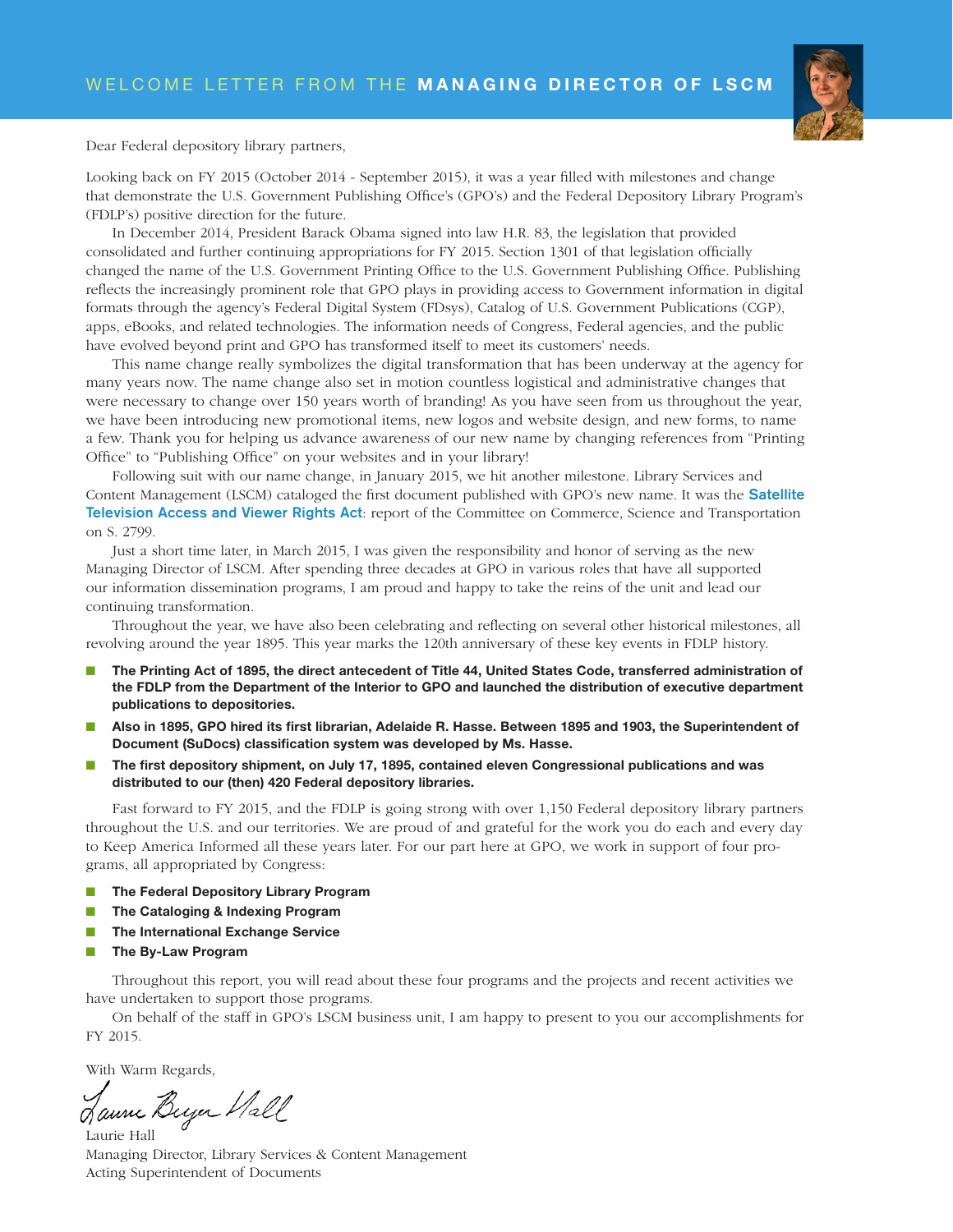## WELCOME LETTER FROM THE **MANAGING DIRECTOR OF LSCM**

Dear Federal depository library partners,

Looking back on FY 2015 (October 2014 - September 2015), it was a year filled with milestones and change that demonstrate the U.S. Government Publishing Office's (GPO's) and the Federal Depository Library Program's (FDLP's) positive direction for the future.

In December 2014, President Barack Obama signed into law H.R. 83, the legislation that provided consolidated and further continuing appropriations for FY 2015. Section 1301 of that legislation officially changed the name of the U.S. Government Printing Office to the U.S. Government Publishing Office. Publishing reflects the increasingly prominent role that GPO plays in providing access to Government information in digital formats through the agency's Federal Digital System (FDsys), Catalog of U.S. Government Publications (CGP), apps, eBooks, and related technologies. The information needs of Congress, Federal agencies, and the public have evolved beyond print and GPO has transformed itself to meet its customers' needs.

This name change really symbolizes the digital transformation that has been underway at the agency for many years now. The name change also set in motion countless logistical and administrative changes that were necessary to change over 150 years worth of branding! As you have seen from us throughout the year, we have been introducing new promotional items, new logos and website design, and new forms, to name a few. Thank you for helping us advance awareness of our new name by changing references from "Printing Office" to "Publishing Office" on your websites and in your library!

Following suit with our name change, in January 2015, we hit another milestone. Library Services and Content Management (LSCM) cataloged the first document published with GPO's new name. It was the **Satellite Television Access and Viewer Rights Act**: report of the Committee on Commerce, Science and Transportation on S. 2799.

Just a short time later, in March 2015, I was given the responsibility and honor of serving as the new Managing Director of LSCM. After spending three decades at GPO in various roles that have all supported our information dissemination programs, I am proud and happy to take the reins of the unit and lead our continuing transformation.

Throughout the year, we have also been celebrating and reflecting on several other historical milestones, all revolving around the year 1895. This year marks the 120th anniversary of these key events in FDLP history.

- **The Printing Act of 1895, the direct antecedent of Title 44, United States Code, transferred administration of the FDLP from the Department of the Interior to GPO and launched the distribution of executive department publications to depositories.**
- **Also in 1895, GPO hired its first librarian, Adelaide R. Hasse. Between 1895 and 1903, the Superintendent of Document (SuDocs) classification system was developed by Ms. Hasse.**
- **The first depository shipment, on July 17, 1895, contained eleven Congressional publications and was distributed to our (then) 420 Federal depository libraries.**

Fast forward to FY 2015, and the FDLP is going strong with over 1,150 Federal depository library partners throughout the U.S. and our territories. We are proud of and grateful for the work you do each and every day to Keep America Informed all these years later. For our part here at GPO, we work in support of four programs, all appropriated by Congress:

- **The Federal Depository Library Program**
- **The Cataloging & Indexing Program**
- **The International Exchange Service**
- **The By-Law Program**

Throughout this report, you will read about these four programs and the projects and recent activities we have undertaken to support those programs.

On behalf of the staff in GPO's LSCM business unit, I am happy to present to you our accomplishments for FY 2015.

With Warm Regards,

*Laurie Beyer Hall*

Laurie Hall
Managing Director, Library Services & Content Management
Acting Superintendent of Documents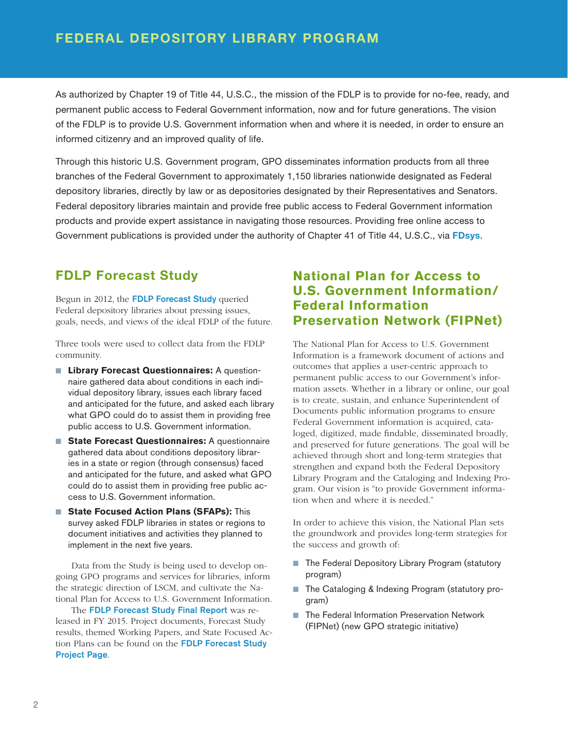# FEDERAL DEPOSITORY LIBRARY PROGRAM

As authorized by Chapter 19 of Title 44, U.S.C., the mission of the FDLP is to provide for no-fee, ready, and permanent public access to Federal Government information, now and for future generations. The vision of the FDLP is to provide U.S. Government information when and where it is needed, in order to ensure an informed citizenry and an improved quality of life.

Through this historic U.S. Government program, GPO disseminates information products from all three branches of the Federal Government to approximately 1,150 libraries nationwide designated as Federal depository libraries, directly by law or as depositories designated by their Representatives and Senators. Federal depository libraries maintain and provide free public access to Federal Government information products and provide expert assistance in navigating those resources. Providing free online access to Government publications is provided under the authority of Chapter 41 of Title 44, U.S.C., via **FDsys**.

## FDLP Forecast Study

Begun in 2012, the **FDLP Forecast Study** queried Federal depository libraries about pressing issues, goals, needs, and views of the ideal FDLP of the future.

Three tools were used to collect data from the FDLP community.

- **Library Forecast Questionnaires:** A questionnaire gathered data about conditions in each individual depository library, issues each library faced and anticipated for the future, and asked each library what GPO could do to assist them in providing free public access to U.S. Government information.
- **State Forecast Questionnaires:** A questionnaire gathered data about conditions depository libraries in a state or region (through consensus) faced and anticipated for the future, and asked what GPO could do to assist them in providing free public access to U.S. Government information.
- **State Focused Action Plans (SFAPs):** This survey asked FDLP libraries in states or regions to document initiatives and activities they planned to implement in the next five years.

Data from the Study is being used to develop ongoing GPO programs and services for libraries, inform the strategic direction of LSCM, and cultivate the National Plan for Access to U.S. Government Information.

The **FDLP Forecast Study Final Report** was released in FY 2015. Project documents, Forecast Study results, themed Working Papers, and State Focused Action Plans can be found on the **FDLP Forecast Study Project Page**.

## National Plan for Access to U.S. Government Information/ Federal Information Preservation Network (FIPNet)

The National Plan for Access to U.S. Government Information is a framework document of actions and outcomes that applies a user-centric approach to permanent public access to our Government's information assets. Whether in a library or online, our goal is to create, sustain, and enhance Superintendent of Documents public information programs to ensure Federal Government information is acquired, cataloged, digitized, made findable, disseminated broadly, and preserved for future generations. The goal will be achieved through short and long-term strategies that strengthen and expand both the Federal Depository Library Program and the Cataloging and Indexing Program. Our vision is "to provide Government information when and where it is needed."

In order to achieve this vision, the National Plan sets the groundwork and provides long-term strategies for the success and growth of:

- The Federal Depository Library Program (statutory program)
- The Cataloging & Indexing Program (statutory program)
- The Federal Information Preservation Network (FIPNet) (new GPO strategic initiative)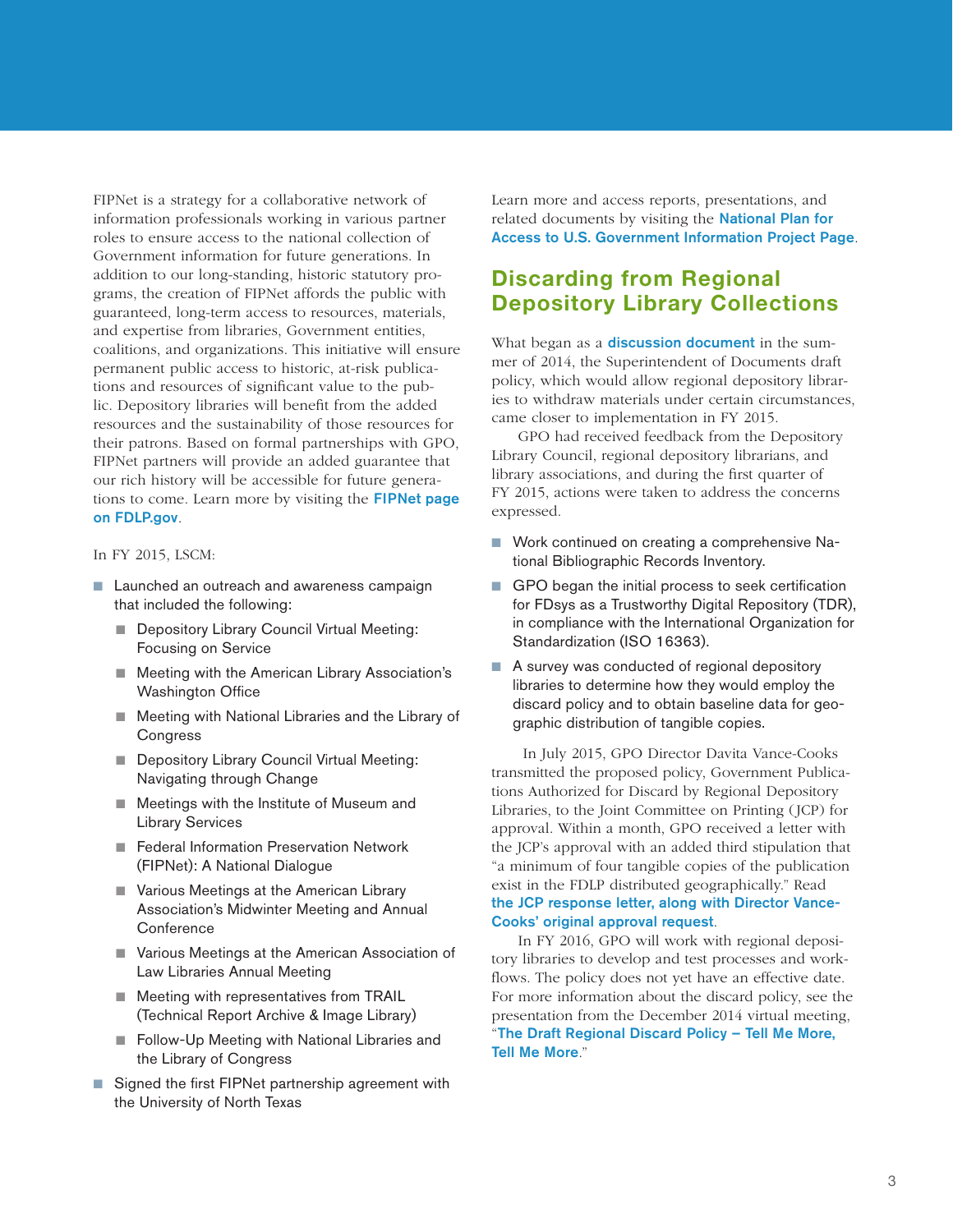FIPNet is a strategy for a collaborative network of information professionals working in various partner roles to ensure access to the national collection of Government information for future generations. In addition to our long-standing, historic statutory programs, the creation of FIPNet affords the public with guaranteed, long-term access to resources, materials, and expertise from libraries, Government entities, coalitions, and organizations. This initiative will ensure permanent public access to historic, at-risk publications and resources of significant value to the public. Depository libraries will benefit from the added resources and the sustainability of those resources for their patrons. Based on formal partnerships with GPO, FIPNet partners will provide an added guarantee that our rich history will be accessible for future generations to come. Learn more by visiting the **FIPNet page on FDLP.gov**.

In FY 2015, LSCM:

- Launched an outreach and awareness campaign that included the following:
  - Depository Library Council Virtual Meeting: Focusing on Service
  - Meeting with the American Library Association's Washington Office
  - Meeting with National Libraries and the Library of Congress
  - Depository Library Council Virtual Meeting: Navigating through Change
  - Meetings with the Institute of Museum and Library Services
  - Federal Information Preservation Network (FIPNet): A National Dialogue
  - Various Meetings at the American Library Association's Midwinter Meeting and Annual Conference
  - Various Meetings at the American Association of Law Libraries Annual Meeting
  - Meeting with representatives from TRAIL (Technical Report Archive & Image Library)
  - Follow-Up Meeting with National Libraries and the Library of Congress
- Signed the first FIPNet partnership agreement with the University of North Texas

Learn more and access reports, presentations, and related documents by visiting the **National Plan for Access to U.S. Government Information Project Page**.

## Discarding from Regional Depository Library Collections

What began as a **discussion document** in the summer of 2014, the Superintendent of Documents draft policy, which would allow regional depository libraries to withdraw materials under certain circumstances, came closer to implementation in FY 2015.

GPO had received feedback from the Depository Library Council, regional depository librarians, and library associations, and during the first quarter of FY 2015, actions were taken to address the concerns expressed.

- Work continued on creating a comprehensive National Bibliographic Records Inventory.
- GPO began the initial process to seek certification for FDsys as a Trustworthy Digital Repository (TDR), in compliance with the International Organization for Standardization (ISO 16363).
- A survey was conducted of regional depository libraries to determine how they would employ the discard policy and to obtain baseline data for geographic distribution of tangible copies.

In July 2015, GPO Director Davita Vance-Cooks transmitted the proposed policy, Government Publications Authorized for Discard by Regional Depository Libraries, to the Joint Committee on Printing (JCP) for approval. Within a month, GPO received a letter with the JCP's approval with an added third stipulation that "a minimum of four tangible copies of the publication exist in the FDLP distributed geographically." Read **the JCP response letter, along with Director Vance-Cooks' original approval request**.

In FY 2016, GPO will work with regional depository libraries to develop and test processes and workflows. The policy does not yet have an effective date. For more information about the discard policy, see the presentation from the December 2014 virtual meeting, "**The Draft Regional Discard Policy – Tell Me More, Tell Me More**."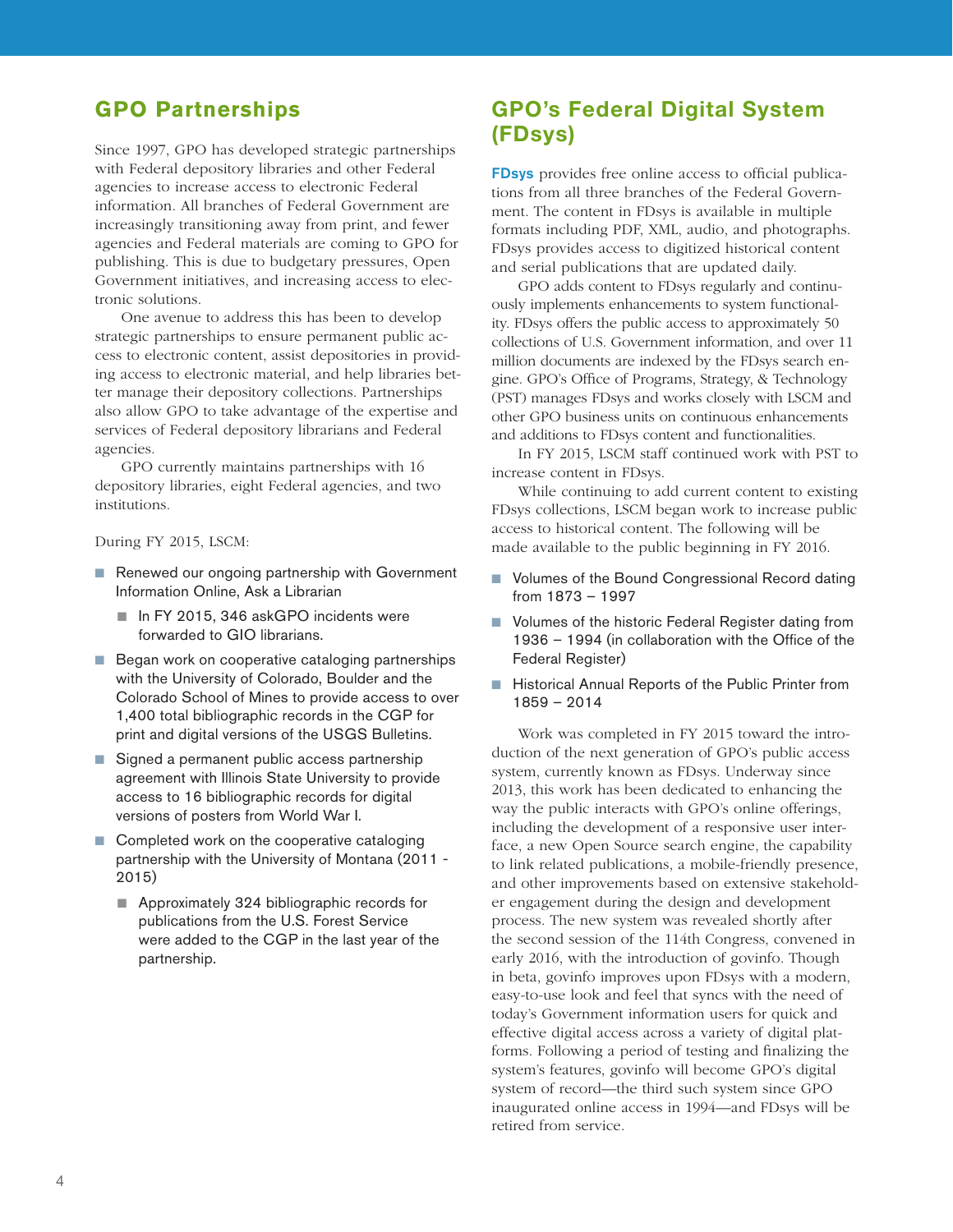## GPO Partnerships

Since 1997, GPO has developed strategic partnerships with Federal depository libraries and other Federal agencies to increase access to electronic Federal information. All branches of Federal Government are increasingly transitioning away from print, and fewer agencies and Federal materials are coming to GPO for publishing. This is due to budgetary pressures, Open Government initiatives, and increasing access to electronic solutions.

One avenue to address this has been to develop strategic partnerships to ensure permanent public access to electronic content, assist depositories in providing access to electronic material, and help libraries better manage their depository collections. Partnerships also allow GPO to take advantage of the expertise and services of Federal depository librarians and Federal agencies.

GPO currently maintains partnerships with 16 depository libraries, eight Federal agencies, and two institutions.

During FY 2015, LSCM:

- Renewed our ongoing partnership with Government Information Online, Ask a Librarian
  - In FY 2015, 346 askGPO incidents were forwarded to GIO librarians.
- Began work on cooperative cataloging partnerships with the University of Colorado, Boulder and the Colorado School of Mines to provide access to over 1,400 total bibliographic records in the CGP for print and digital versions of the USGS Bulletins.
- Signed a permanent public access partnership agreement with Illinois State University to provide access to 16 bibliographic records for digital versions of posters from World War I.
- Completed work on the cooperative cataloging partnership with the University of Montana (2011 - 2015)
  - Approximately 324 bibliographic records for publications from the U.S. Forest Service were added to the CGP in the last year of the partnership.

## GPO's Federal Digital System (FDsys)

**FDsys** provides free online access to official publications from all three branches of the Federal Government. The content in FDsys is available in multiple formats including PDF, XML, audio, and photographs. FDsys provides access to digitized historical content and serial publications that are updated daily.

GPO adds content to FDsys regularly and continuously implements enhancements to system functionality. FDsys offers the public access to approximately 50 collections of U.S. Government information, and over 11 million documents are indexed by the FDsys search engine. GPO's Office of Programs, Strategy, & Technology (PST) manages FDsys and works closely with LSCM and other GPO business units on continuous enhancements and additions to FDsys content and functionalities.

In FY 2015, LSCM staff continued work with PST to increase content in FDsys.

While continuing to add current content to existing FDsys collections, LSCM began work to increase public access to historical content. The following will be made available to the public beginning in FY 2016.

- Volumes of the Bound Congressional Record dating from 1873 – 1997
- Volumes of the historic Federal Register dating from 1936 – 1994 (in collaboration with the Office of the Federal Register)
- Historical Annual Reports of the Public Printer from 1859 – 2014

Work was completed in FY 2015 toward the introduction of the next generation of GPO's public access system, currently known as FDsys. Underway since 2013, this work has been dedicated to enhancing the way the public interacts with GPO's online offerings, including the development of a responsive user interface, a new Open Source search engine, the capability to link related publications, a mobile-friendly presence, and other improvements based on extensive stakeholder engagement during the design and development process. The new system was revealed shortly after the second session of the 114th Congress, convened in early 2016, with the introduction of govinfo. Though in beta, govinfo improves upon FDsys with a modern, easy-to-use look and feel that syncs with the need of today's Government information users for quick and effective digital access across a variety of digital platforms. Following a period of testing and finalizing the system's features, govinfo will become GPO's digital system of record—the third such system since GPO inaugurated online access in 1994—and FDsys will be retired from service.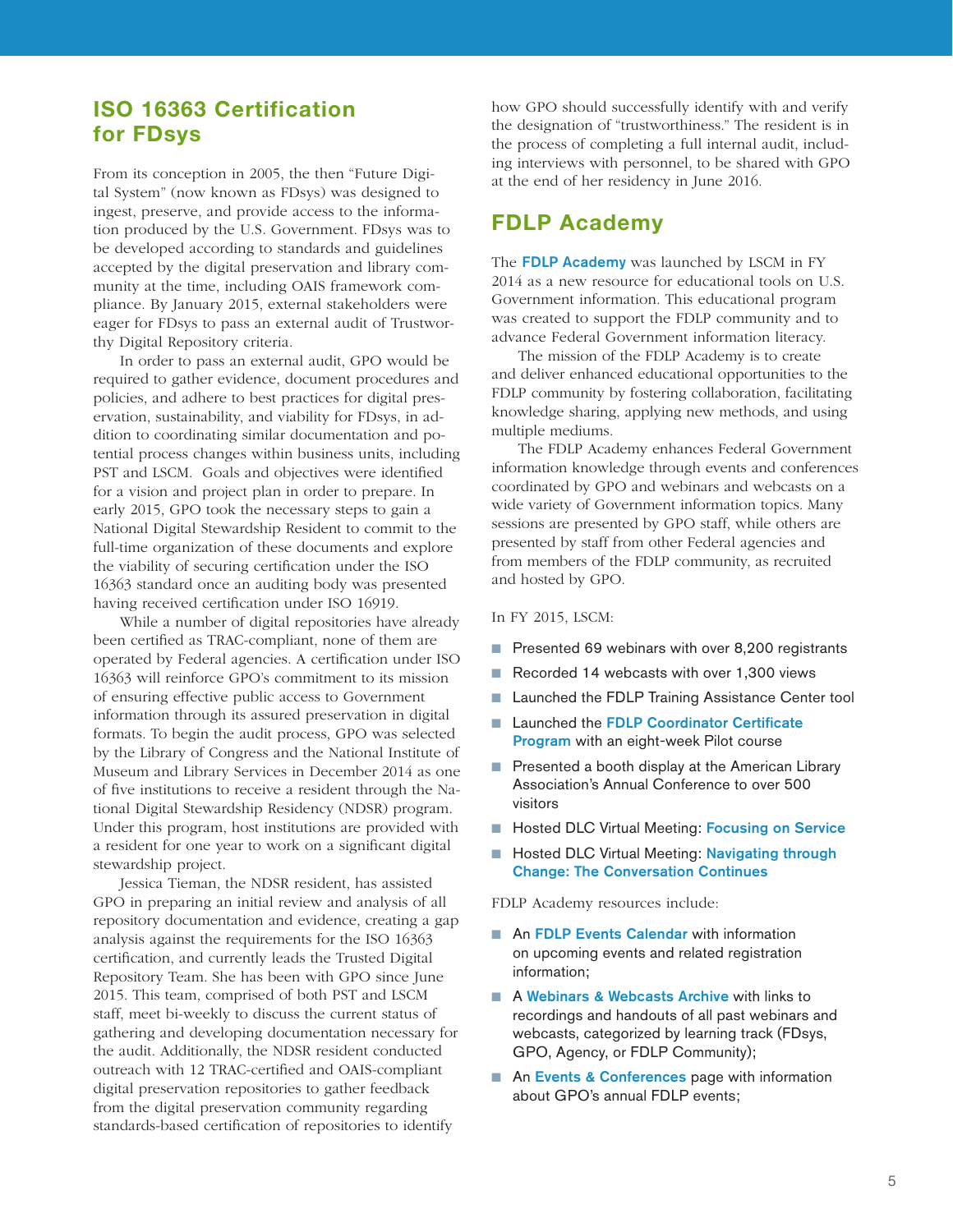## ISO 16363 Certification for FDsys

From its conception in 2005, the then "Future Digital System" (now known as FDsys) was designed to ingest, preserve, and provide access to the information produced by the U.S. Government. FDsys was to be developed according to standards and guidelines accepted by the digital preservation and library community at the time, including OAIS framework compliance. By January 2015, external stakeholders were eager for FDsys to pass an external audit of Trustworthy Digital Repository criteria.

In order to pass an external audit, GPO would be required to gather evidence, document procedures and policies, and adhere to best practices for digital preservation, sustainability, and viability for FDsys, in addition to coordinating similar documentation and potential process changes within business units, including PST and LSCM. Goals and objectives were identified for a vision and project plan in order to prepare. In early 2015, GPO took the necessary steps to gain a National Digital Stewardship Resident to commit to the full-time organization of these documents and explore the viability of securing certification under the ISO 16363 standard once an auditing body was presented having received certification under ISO 16919.

While a number of digital repositories have already been certified as TRAC-compliant, none of them are operated by Federal agencies. A certification under ISO 16363 will reinforce GPO's commitment to its mission of ensuring effective public access to Government information through its assured preservation in digital formats. To begin the audit process, GPO was selected by the Library of Congress and the National Institute of Museum and Library Services in December 2014 as one of five institutions to receive a resident through the National Digital Stewardship Residency (NDSR) program. Under this program, host institutions are provided with a resident for one year to work on a significant digital stewardship project.

Jessica Tieman, the NDSR resident, has assisted GPO in preparing an initial review and analysis of all repository documentation and evidence, creating a gap analysis against the requirements for the ISO 16363 certification, and currently leads the Trusted Digital Repository Team. She has been with GPO since June 2015. This team, comprised of both PST and LSCM staff, meet bi-weekly to discuss the current status of gathering and developing documentation necessary for the audit. Additionally, the NDSR resident conducted outreach with 12 TRAC-certified and OAIS-compliant digital preservation repositories to gather feedback from the digital preservation community regarding standards-based certification of repositories to identify how GPO should successfully identify with and verify the designation of "trustworthiness." The resident is in the process of completing a full internal audit, including interviews with personnel, to be shared with GPO at the end of her residency in June 2016.

## FDLP Academy

The **FDLP Academy** was launched by LSCM in FY 2014 as a new resource for educational tools on U.S. Government information. This educational program was created to support the FDLP community and to advance Federal Government information literacy.

The mission of the FDLP Academy is to create and deliver enhanced educational opportunities to the FDLP community by fostering collaboration, facilitating knowledge sharing, applying new methods, and using multiple mediums.

The FDLP Academy enhances Federal Government information knowledge through events and conferences coordinated by GPO and webinars and webcasts on a wide variety of Government information topics. Many sessions are presented by GPO staff, while others are presented by staff from other Federal agencies and from members of the FDLP community, as recruited and hosted by GPO.

In FY 2015, LSCM:

- Presented 69 webinars with over 8,200 registrants
- Recorded 14 webcasts with over 1,300 views
- Launched the FDLP Training Assistance Center tool
- Launched the **FDLP Coordinator Certificate Program** with an eight-week Pilot course
- Presented a booth display at the American Library Association's Annual Conference to over 500 visitors
- Hosted DLC Virtual Meeting: **Focusing on Service**
- Hosted DLC Virtual Meeting: **Navigating through Change: The Conversation Continues**

FDLP Academy resources include:

- An **FDLP Events Calendar** with information on upcoming events and related registration information;
- A **Webinars & Webcasts Archive** with links to recordings and handouts of all past webinars and webcasts, categorized by learning track (FDsys, GPO, Agency, or FDLP Community);
- An **Events & Conferences** page with information about GPO's annual FDLP events;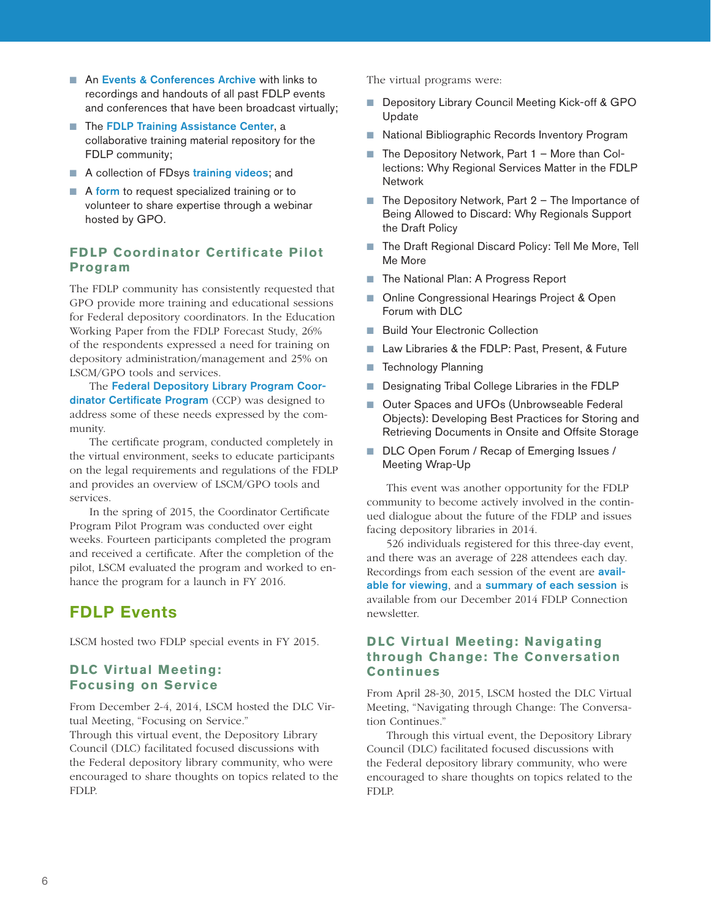- An Events & Conferences Archive with links to recordings and handouts of all past FDLP events and conferences that have been broadcast virtually;
- The FDLP Training Assistance Center, a collaborative training material repository for the FDLP community;
- A collection of FDsys training videos; and
- A form to request specialized training or to volunteer to share expertise through a webinar hosted by GPO.

### FDLP Coordinator Certificate Pilot Program

The FDLP community has consistently requested that GPO provide more training and educational sessions for Federal depository coordinators. In the Education Working Paper from the FDLP Forecast Study, 26% of the respondents expressed a need for training on depository administration/management and 25% on LSCM/GPO tools and services.

The Federal Depository Library Program Coordinator Certificate Program (CCP) was designed to address some of these needs expressed by the community.

The certificate program, conducted completely in the virtual environment, seeks to educate participants on the legal requirements and regulations of the FDLP and provides an overview of LSCM/GPO tools and services.

In the spring of 2015, the Coordinator Certificate Program Pilot Program was conducted over eight weeks. Fourteen participants completed the program and received a certificate. After the completion of the pilot, LSCM evaluated the program and worked to enhance the program for a launch in FY 2016.

## FDLP Events

LSCM hosted two FDLP special events in FY 2015.

### DLC Virtual Meeting: Focusing on Service

From December 2-4, 2014, LSCM hosted the DLC Virtual Meeting, "Focusing on Service."
Through this virtual event, the Depository Library Council (DLC) facilitated focused discussions with the Federal depository library community, who were encouraged to share thoughts on topics related to the FDLP.

The virtual programs were:

- Depository Library Council Meeting Kick-off & GPO Update
- National Bibliographic Records Inventory Program
- The Depository Network, Part 1 – More than Collections: Why Regional Services Matter in the FDLP Network
- The Depository Network, Part 2 – The Importance of Being Allowed to Discard: Why Regionals Support the Draft Policy
- The Draft Regional Discard Policy: Tell Me More, Tell Me More
- The National Plan: A Progress Report
- Online Congressional Hearings Project & Open Forum with DLC
- Build Your Electronic Collection
- Law Libraries & the FDLP: Past, Present, & Future
- Technology Planning
- Designating Tribal College Libraries in the FDLP
- Outer Spaces and UFOs (Unbrowseable Federal Objects): Developing Best Practices for Storing and Retrieving Documents in Onsite and Offsite Storage
- DLC Open Forum / Recap of Emerging Issues / Meeting Wrap-Up

This event was another opportunity for the FDLP community to become actively involved in the continued dialogue about the future of the FDLP and issues facing depository libraries in 2014.

526 individuals registered for this three-day event, and there was an average of 228 attendees each day. Recordings from each session of the event are available for viewing, and a summary of each session is available from our December 2014 FDLP Connection newsletter.

### DLC Virtual Meeting: Navigating through Change: The Conversation Continues

From April 28-30, 2015, LSCM hosted the DLC Virtual Meeting, "Navigating through Change: The Conversation Continues."

Through this virtual event, the Depository Library Council (DLC) facilitated focused discussions with the Federal depository library community, who were encouraged to share thoughts on topics related to the FDLP.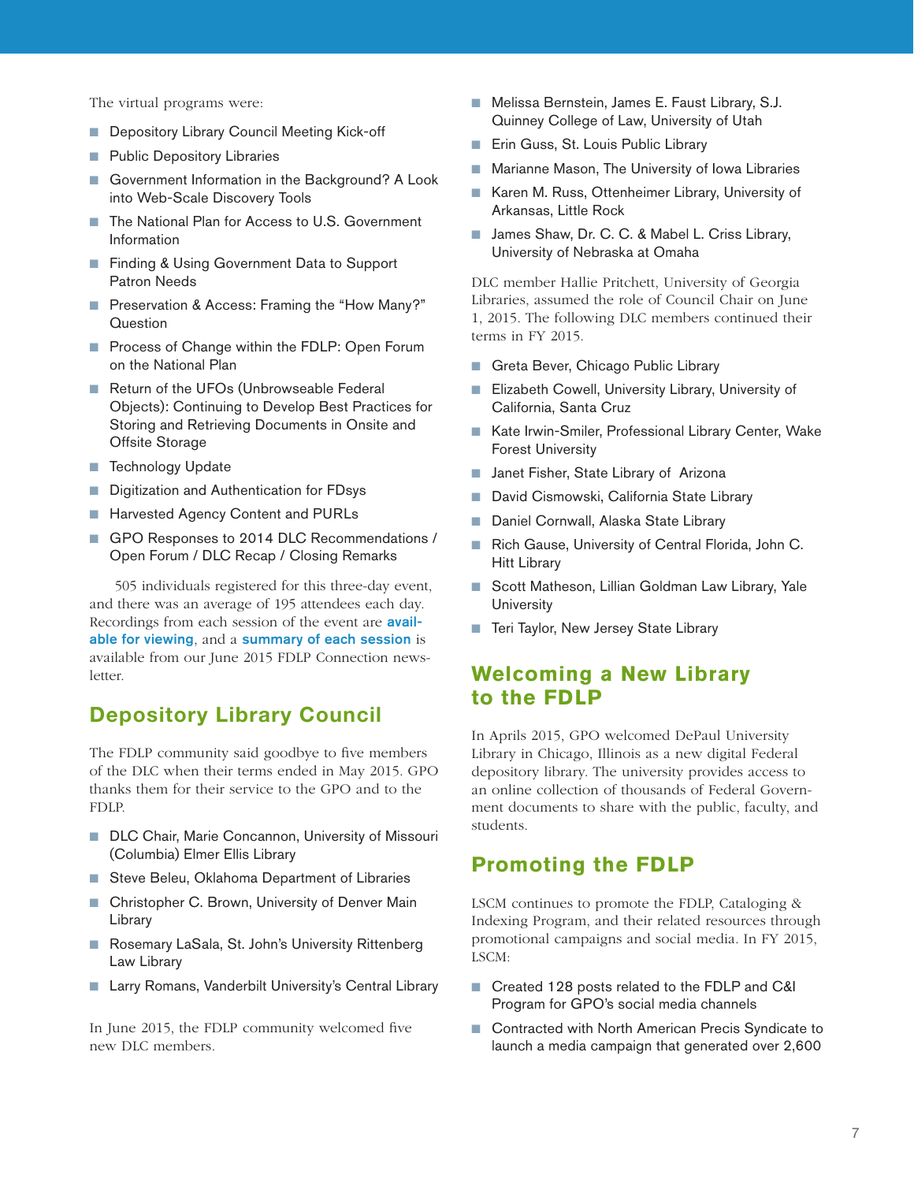The virtual programs were:

- Depository Library Council Meeting Kick-off
- Public Depository Libraries
- Government Information in the Background? A Look into Web-Scale Discovery Tools
- The National Plan for Access to U.S. Government Information
- Finding & Using Government Data to Support Patron Needs
- Preservation & Access: Framing the "How Many?" Question
- Process of Change within the FDLP: Open Forum on the National Plan
- Return of the UFOs (Unbrowseable Federal Objects): Continuing to Develop Best Practices for Storing and Retrieving Documents in Onsite and Offsite Storage
- Technology Update
- Digitization and Authentication for FDsys
- Harvested Agency Content and PURLs
- GPO Responses to 2014 DLC Recommendations / Open Forum / DLC Recap / Closing Remarks

505 individuals registered for this three-day event, and there was an average of 195 attendees each day. Recordings from each session of the event are **available for viewing**, and a **summary of each session** is available from our June 2015 FDLP Connection newsletter.

## Depository Library Council

The FDLP community said goodbye to five members of the DLC when their terms ended in May 2015. GPO thanks them for their service to the GPO and to the FDLP.

- DLC Chair, Marie Concannon, University of Missouri (Columbia) Elmer Ellis Library
- Steve Beleu, Oklahoma Department of Libraries
- Christopher C. Brown, University of Denver Main Library
- Rosemary LaSala, St. John's University Rittenberg Law Library
- Larry Romans, Vanderbilt University's Central Library

In June 2015, the FDLP community welcomed five new DLC members.

- Melissa Bernstein, James E. Faust Library, S.J. Quinney College of Law, University of Utah
- Erin Guss, St. Louis Public Library
- Marianne Mason, The University of Iowa Libraries
- Karen M. Russ, Ottenheimer Library, University of Arkansas, Little Rock
- James Shaw, Dr. C. C. & Mabel L. Criss Library, University of Nebraska at Omaha

DLC member Hallie Pritchett, University of Georgia Libraries, assumed the role of Council Chair on June 1, 2015. The following DLC members continued their terms in FY 2015.

- Greta Bever, Chicago Public Library
- Elizabeth Cowell, University Library, University of California, Santa Cruz
- Kate Irwin-Smiler, Professional Library Center, Wake Forest University
- Janet Fisher, State Library of Arizona
- David Cismowski, California State Library
- Daniel Cornwall, Alaska State Library
- Rich Gause, University of Central Florida, John C. Hitt Library
- Scott Matheson, Lillian Goldman Law Library, Yale University
- Teri Taylor, New Jersey State Library

## Welcoming a New Library to the FDLP

In Aprils 2015, GPO welcomed DePaul University Library in Chicago, Illinois as a new digital Federal depository library. The university provides access to an online collection of thousands of Federal Government documents to share with the public, faculty, and students.

## Promoting the FDLP

LSCM continues to promote the FDLP, Cataloging & Indexing Program, and their related resources through promotional campaigns and social media. In FY 2015, LSCM:

- Created 128 posts related to the FDLP and C&I Program for GPO's social media channels
- Contracted with North American Precis Syndicate to launch a media campaign that generated over 2,600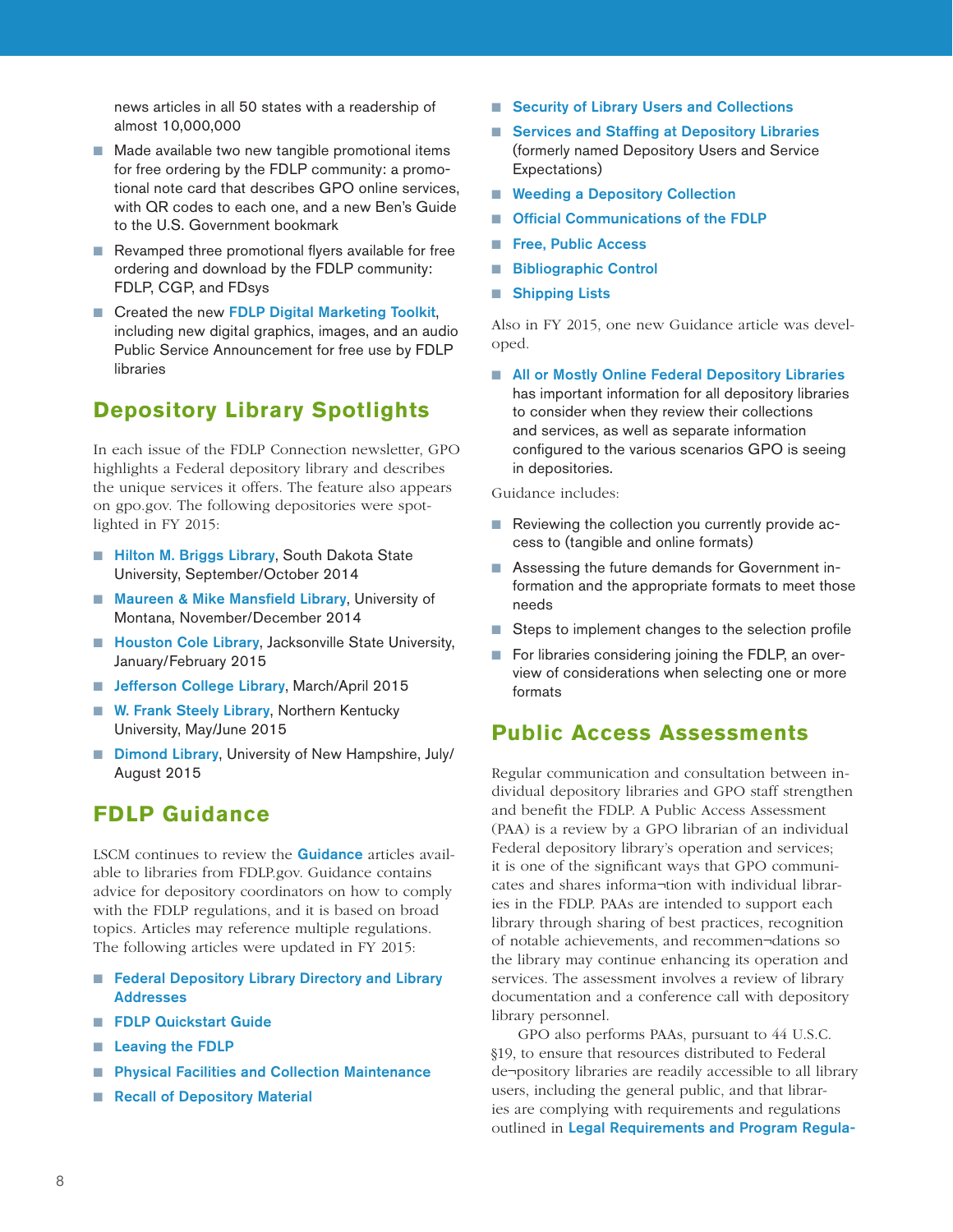news articles in all 50 states with a readership of almost 10,000,000

- Made available two new tangible promotional items for free ordering by the FDLP community: a promotional note card that describes GPO online services, with QR codes to each one, and a new Ben's Guide to the U.S. Government bookmark
- Revamped three promotional flyers available for free ordering and download by the FDLP community: FDLP, CGP, and FDsys
- Created the new **FDLP Digital Marketing Toolkit**, including new digital graphics, images, and an audio Public Service Announcement for free use by FDLP libraries

## Depository Library Spotlights

In each issue of the FDLP Connection newsletter, GPO highlights a Federal depository library and describes the unique services it offers. The feature also appears on gpo.gov. The following depositories were spotlighted in FY 2015:

- **Hilton M. Briggs Library**, South Dakota State University, September/October 2014
- **Maureen & Mike Mansfield Library**, University of Montana, November/December 2014
- **Houston Cole Library**, Jacksonville State University, January/February 2015
- **Jefferson College Library**, March/April 2015
- **W. Frank Steely Library**, Northern Kentucky University, May/June 2015
- **Dimond Library**, University of New Hampshire, July/August 2015

## FDLP Guidance

LSCM continues to review the **Guidance** articles available to libraries from FDLP.gov. Guidance contains advice for depository coordinators on how to comply with the FDLP regulations, and it is based on broad topics. Articles may reference multiple regulations. The following articles were updated in FY 2015:

- **Federal Depository Library Directory and Library Addresses**
- **FDLP Quickstart Guide**
- **Leaving the FDLP**
- **Physical Facilities and Collection Maintenance**
- **Recall of Depository Material**
- **Security of Library Users and Collections**
- **Services and Staffing at Depository Libraries** (formerly named Depository Users and Service Expectations)
- **Weeding a Depository Collection**
- **Official Communications of the FDLP**
- **Free, Public Access**
- **Bibliographic Control**
- **Shipping Lists**

Also in FY 2015, one new Guidance article was developed.

- **All or Mostly Online Federal Depository Libraries** has important information for all depository libraries to consider when they review their collections and services, as well as separate information configured to the various scenarios GPO is seeing in depositories.

Guidance includes:

- Reviewing the collection you currently provide access to (tangible and online formats)
- Assessing the future demands for Government information and the appropriate formats to meet those needs
- Steps to implement changes to the selection profile
- For libraries considering joining the FDLP, an overview of considerations when selecting one or more formats

## Public Access Assessments

Regular communication and consultation between individual depository libraries and GPO staff strengthen and benefit the FDLP. A Public Access Assessment (PAA) is a review by a GPO librarian of an individual Federal depository library's operation and services; it is one of the significant ways that GPO communicates and shares informa¬tion with individual libraries in the FDLP. PAAs are intended to support each library through sharing of best practices, recognition of notable achievements, and recommen¬dations so the library may continue enhancing its operation and services. The assessment involves a review of library documentation and a conference call with depository library personnel.

GPO also performs PAAs, pursuant to 44 U.S.C. §19, to ensure that resources distributed to Federal de¬pository libraries are readily accessible to all library users, including the general public, and that libraries are complying with requirements and regulations outlined in **Legal Requirements and Program Regula-**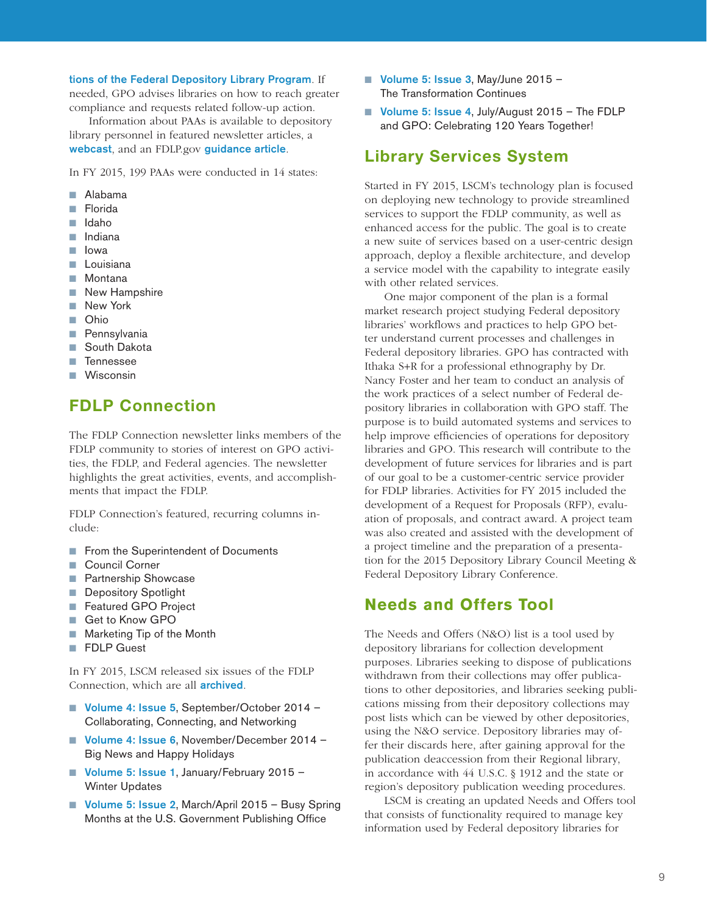tions of the Federal Depository Library Program. If needed, GPO advises libraries on how to reach greater compliance and requests related follow-up action.

Information about PAAs is available to depository library personnel in featured newsletter articles, a webcast, and an FDLP.gov guidance article.

In FY 2015, 199 PAAs were conducted in 14 states:

- Alabama
- Florida
- Idaho
- Indiana
- Iowa
- Louisiana
- Montana
- New Hampshire
- New York
- Ohio
- Pennsylvania
- South Dakota
- Tennessee
- Wisconsin

## FDLP Connection

The FDLP Connection newsletter links members of the FDLP community to stories of interest on GPO activities, the FDLP, and Federal agencies. The newsletter highlights the great activities, events, and accomplishments that impact the FDLP.

FDLP Connection's featured, recurring columns include:

- From the Superintendent of Documents
- Council Corner
- Partnership Showcase
- Depository Spotlight
- Featured GPO Project
- Get to Know GPO
- Marketing Tip of the Month
- FDLP Guest

In FY 2015, LSCM released six issues of the FDLP Connection, which are all archived.

- Volume 4: Issue 5, September/October 2014 – Collaborating, Connecting, and Networking
- Volume 4: Issue 6, November/December 2014 – Big News and Happy Holidays
- Volume 5: Issue 1, January/February 2015 – Winter Updates
- Volume 5: Issue 2, March/April 2015 – Busy Spring Months at the U.S. Government Publishing Office
- Volume 5: Issue 3, May/June 2015 – The Transformation Continues
- Volume 5: Issue 4, July/August 2015 – The FDLP and GPO: Celebrating 120 Years Together!

## Library Services System

Started in FY 2015, LSCM's technology plan is focused on deploying new technology to provide streamlined services to support the FDLP community, as well as enhanced access for the public. The goal is to create a new suite of services based on a user-centric design approach, deploy a flexible architecture, and develop a service model with the capability to integrate easily with other related services.

One major component of the plan is a formal market research project studying Federal depository libraries' workflows and practices to help GPO better understand current processes and challenges in Federal depository libraries. GPO has contracted with Ithaka S+R for a professional ethnography by Dr. Nancy Foster and her team to conduct an analysis of the work practices of a select number of Federal depository libraries in collaboration with GPO staff. The purpose is to build automated systems and services to help improve efficiencies of operations for depository libraries and GPO. This research will contribute to the development of future services for libraries and is part of our goal to be a customer-centric service provider for FDLP libraries. Activities for FY 2015 included the development of a Request for Proposals (RFP), evaluation of proposals, and contract award. A project team was also created and assisted with the development of a project timeline and the preparation of a presentation for the 2015 Depository Library Council Meeting & Federal Depository Library Conference.

## Needs and Offers Tool

The Needs and Offers (N&O) list is a tool used by depository librarians for collection development purposes. Libraries seeking to dispose of publications withdrawn from their collections may offer publications to other depositories, and libraries seeking publications missing from their depository collections may post lists which can be viewed by other depositories, using the N&O service. Depository libraries may offer their discards here, after gaining approval for the publication deaccession from their Regional library, in accordance with 44 U.S.C. § 1912 and the state or region's depository publication weeding procedures.

LSCM is creating an updated Needs and Offers tool that consists of functionality required to manage key information used by Federal depository libraries for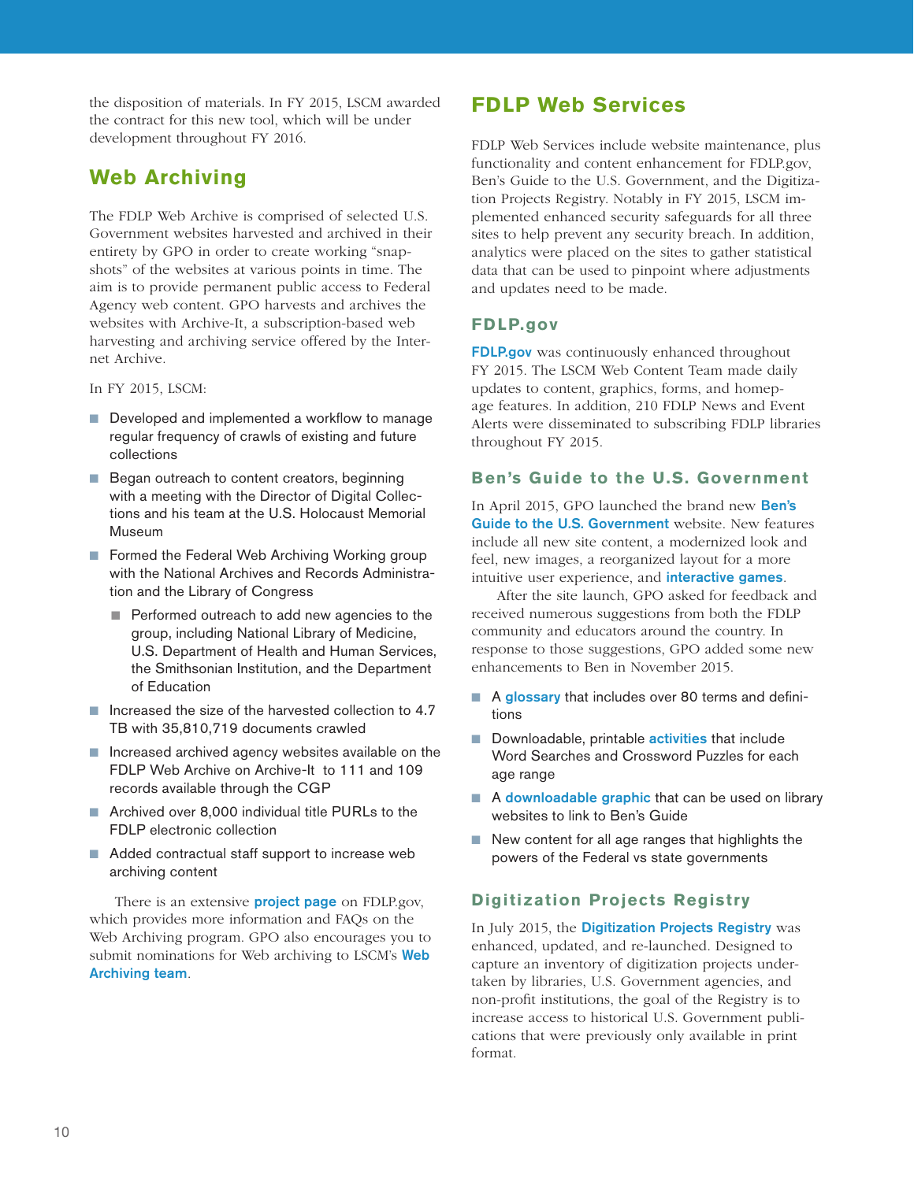the disposition of materials. In FY 2015, LSCM awarded the contract for this new tool, which will be under development throughout FY 2016.

## Web Archiving

The FDLP Web Archive is comprised of selected U.S. Government websites harvested and archived in their entirety by GPO in order to create working "snapshots" of the websites at various points in time. The aim is to provide permanent public access to Federal Agency web content. GPO harvests and archives the websites with Archive-It, a subscription-based web harvesting and archiving service offered by the Internet Archive.

In FY 2015, LSCM:

- Developed and implemented a workflow to manage regular frequency of crawls of existing and future collections
- Began outreach to content creators, beginning with a meeting with the Director of Digital Collections and his team at the U.S. Holocaust Memorial Museum
- Formed the Federal Web Archiving Working group with the National Archives and Records Administration and the Library of Congress
  - Performed outreach to add new agencies to the group, including National Library of Medicine, U.S. Department of Health and Human Services, the Smithsonian Institution, and the Department of Education
- Increased the size of the harvested collection to 4.7 TB with 35,810,719 documents crawled
- Increased archived agency websites available on the FDLP Web Archive on Archive-It to 111 and 109 records available through the CGP
- Archived over 8,000 individual title PURLs to the FDLP electronic collection
- Added contractual staff support to increase web archiving content

There is an extensive **project page** on FDLP.gov, which provides more information and FAQs on the Web Archiving program. GPO also encourages you to submit nominations for Web archiving to LSCM's **Web Archiving team**.

## FDLP Web Services

FDLP Web Services include website maintenance, plus functionality and content enhancement for FDLP.gov, Ben's Guide to the U.S. Government, and the Digitization Projects Registry. Notably in FY 2015, LSCM implemented enhanced security safeguards for all three sites to help prevent any security breach. In addition, analytics were placed on the sites to gather statistical data that can be used to pinpoint where adjustments and updates need to be made.

### FDLP.gov

**FDLP.gov** was continuously enhanced throughout FY 2015. The LSCM Web Content Team made daily updates to content, graphics, forms, and homepage features. In addition, 210 FDLP News and Event Alerts were disseminated to subscribing FDLP libraries throughout FY 2015.

### Ben's Guide to the U.S. Government

In April 2015, GPO launched the brand new **Ben's Guide to the U.S. Government** website. New features include all new site content, a modernized look and feel, new images, a reorganized layout for a more intuitive user experience, and **interactive games**.

After the site launch, GPO asked for feedback and received numerous suggestions from both the FDLP community and educators around the country. In response to those suggestions, GPO added some new enhancements to Ben in November 2015.

- A **glossary** that includes over 80 terms and definitions
- Downloadable, printable **activities** that include Word Searches and Crossword Puzzles for each age range
- A **downloadable graphic** that can be used on library websites to link to Ben's Guide
- New content for all age ranges that highlights the powers of the Federal vs state governments

### Digitization Projects Registry

In July 2015, the **Digitization Projects Registry** was enhanced, updated, and re-launched. Designed to capture an inventory of digitization projects undertaken by libraries, U.S. Government agencies, and non-profit institutions, the goal of the Registry is to increase access to historical U.S. Government publications that were previously only available in print format.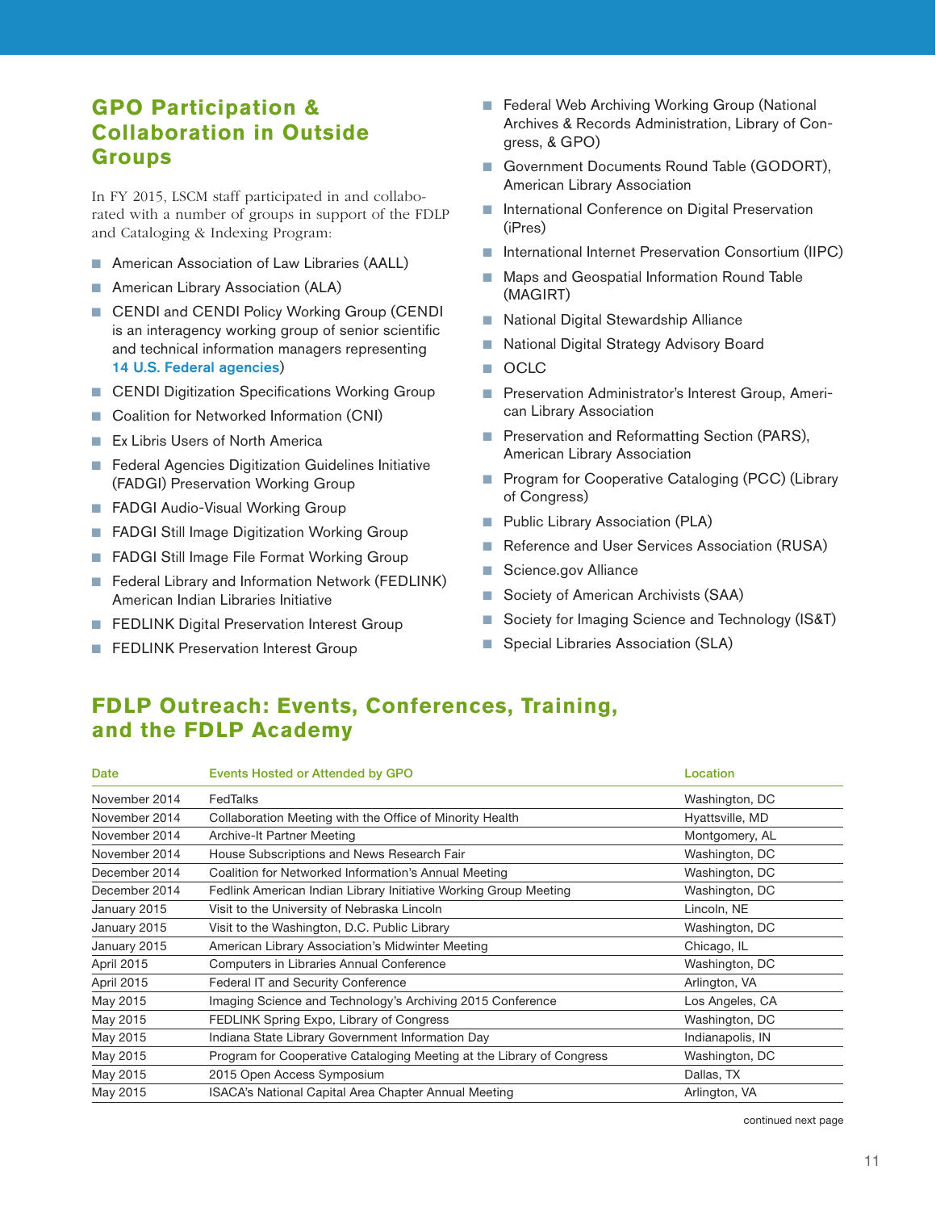## GPO Participation & Collaboration in Outside Groups

In FY 2015, LSCM staff participated in and collaborated with a number of groups in support of the FDLP and Cataloging & Indexing Program:

- American Association of Law Libraries (AALL)
- American Library Association (ALA)
- CENDI and CENDI Policy Working Group (CENDI is an interagency working group of senior scientific and technical information managers representing 14 U.S. Federal agencies)
- CENDI Digitization Specifications Working Group
- Coalition for Networked Information (CNI)
- Ex Libris Users of North America
- Federal Agencies Digitization Guidelines Initiative (FADGI) Preservation Working Group
- FADGI Audio-Visual Working Group
- FADGI Still Image Digitization Working Group
- FADGI Still Image File Format Working Group
- Federal Library and Information Network (FEDLINK) American Indian Libraries Initiative
- FEDLINK Digital Preservation Interest Group
- FEDLINK Preservation Interest Group
- Federal Web Archiving Working Group (National Archives & Records Administration, Library of Congress, & GPO)
- Government Documents Round Table (GODORT), American Library Association
- International Conference on Digital Preservation (iPres)
- International Internet Preservation Consortium (IIPC)
- Maps and Geospatial Information Round Table (MAGIRT)
- National Digital Stewardship Alliance
- National Digital Strategy Advisory Board
- OCLC
- Preservation Administrator's Interest Group, American Library Association
- Preservation and Reformatting Section (PARS), American Library Association
- Program for Cooperative Cataloging (PCC) (Library of Congress)
- Public Library Association (PLA)
- Reference and User Services Association (RUSA)
- Science.gov Alliance
- Society of American Archivists (SAA)
- Society for Imaging Science and Technology (IS&T)
- Special Libraries Association (SLA)

## FDLP Outreach: Events, Conferences, Training, and the FDLP Academy

| Date | Events Hosted or Attended by GPO | Location |
|---|---|---|
| November 2014 | FedTalks | Washington, DC |
| November 2014 | Collaboration Meeting with the Office of Minority Health | Hyattsville, MD |
| November 2014 | Archive-It Partner Meeting | Montgomery, AL |
| November 2014 | House Subscriptions and News Research Fair | Washington, DC |
| December 2014 | Coalition for Networked Information's Annual Meeting | Washington, DC |
| December 2014 | Fedlink American Indian Library Initiative Working Group Meeting | Washington, DC |
| January 2015 | Visit to the University of Nebraska Lincoln | Lincoln, NE |
| January 2015 | Visit to the Washington, D.C. Public Library | Washington, DC |
| January 2015 | American Library Association's Midwinter Meeting | Chicago, IL |
| April 2015 | Computers in Libraries Annual Conference | Washington, DC |
| April 2015 | Federal IT and Security Conference | Arlington, VA |
| May 2015 | Imaging Science and Technology's Archiving 2015 Conference | Los Angeles, CA |
| May 2015 | FEDLINK Spring Expo, Library of Congress | Washington, DC |
| May 2015 | Indiana State Library Government Information Day | Indianapolis, IN |
| May 2015 | Program for Cooperative Cataloging Meeting at the Library of Congress | Washington, DC |
| May 2015 | 2015 Open Access Symposium | Dallas, TX |
| May 2015 | ISACA's National Capital Area Chapter Annual Meeting | Arlington, VA |

continued next page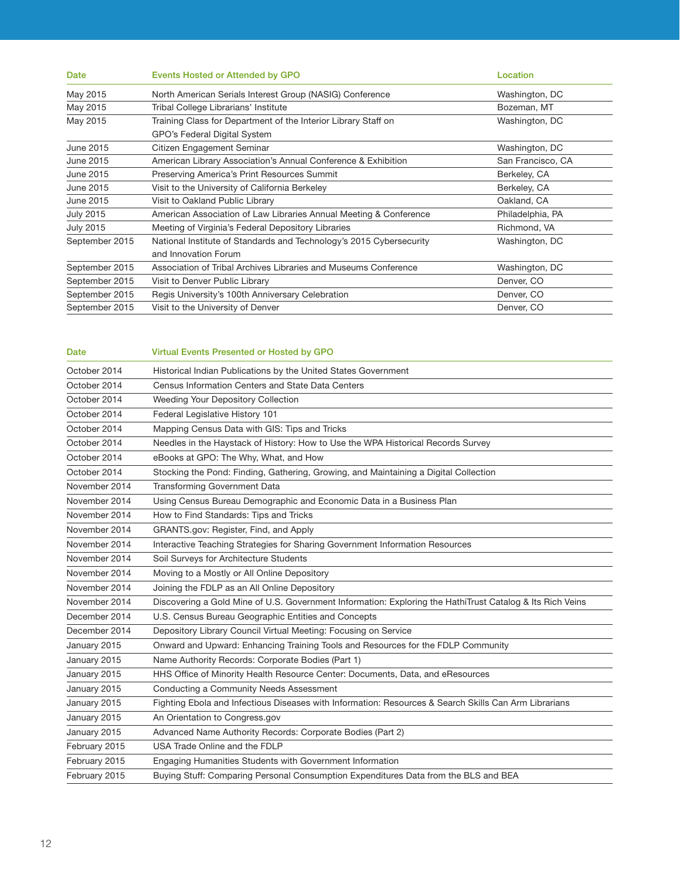| Date | Events Hosted or Attended by GPO | Location |
|---|---|---|
| May 2015 | North American Serials Interest Group (NASIG) Conference | Washington, DC |
| May 2015 | Tribal College Librarians' Institute | Bozeman, MT |
| May 2015 | Training Class for Department of the Interior Library Staff on GPO's Federal Digital System | Washington, DC |
| June 2015 | Citizen Engagement Seminar | Washington, DC |
| June 2015 | American Library Association's Annual Conference & Exhibition | San Francisco, CA |
| June 2015 | Preserving America's Print Resources Summit | Berkeley, CA |
| June 2015 | Visit to the University of California Berkeley | Berkeley, CA |
| June 2015 | Visit to Oakland Public Library | Oakland, CA |
| July 2015 | American Association of Law Libraries Annual Meeting & Conference | Philadelphia, PA |
| July 2015 | Meeting of Virginia's Federal Depository Libraries | Richmond, VA |
| September 2015 | National Institute of Standards and Technology's 2015 Cybersecurity and Innovation Forum | Washington, DC |
| September 2015 | Association of Tribal Archives Libraries and Museums Conference | Washington, DC |
| September 2015 | Visit to Denver Public Library | Denver, CO |
| September 2015 | Regis University's 100th Anniversary Celebration | Denver, CO |
| September 2015 | Visit to the University of Denver | Denver, CO |

| Date | Virtual Events Presented or Hosted by GPO |
|---|---|
| October 2014 | Historical Indian Publications by the United States Government |
| October 2014 | Census Information Centers and State Data Centers |
| October 2014 | Weeding Your Depository Collection |
| October 2014 | Federal Legislative History 101 |
| October 2014 | Mapping Census Data with GIS: Tips and Tricks |
| October 2014 | Needles in the Haystack of History: How to Use the WPA Historical Records Survey |
| October 2014 | eBooks at GPO: The Why, What, and How |
| October 2014 | Stocking the Pond: Finding, Gathering, Growing, and Maintaining a Digital Collection |
| November 2014 | Transforming Government Data |
| November 2014 | Using Census Bureau Demographic and Economic Data in a Business Plan |
| November 2014 | How to Find Standards: Tips and Tricks |
| November 2014 | GRANTS.gov: Register, Find, and Apply |
| November 2014 | Interactive Teaching Strategies for Sharing Government Information Resources |
| November 2014 | Soil Surveys for Architecture Students |
| November 2014 | Moving to a Mostly or All Online Depository |
| November 2014 | Joining the FDLP as an All Online Depository |
| November 2014 | Discovering a Gold Mine of U.S. Government Information: Exploring the HathiTrust Catalog & Its Rich Veins |
| December 2014 | U.S. Census Bureau Geographic Entities and Concepts |
| December 2014 | Depository Library Council Virtual Meeting: Focusing on Service |
| January 2015 | Onward and Upward: Enhancing Training Tools and Resources for the FDLP Community |
| January 2015 | Name Authority Records: Corporate Bodies (Part 1) |
| January 2015 | HHS Office of Minority Health Resource Center: Documents, Data, and eResources |
| January 2015 | Conducting a Community Needs Assessment |
| January 2015 | Fighting Ebola and Infectious Diseases with Information: Resources & Search Skills Can Arm Librarians |
| January 2015 | An Orientation to Congress.gov |
| January 2015 | Advanced Name Authority Records: Corporate Bodies (Part 2) |
| February 2015 | USA Trade Online and the FDLP |
| February 2015 | Engaging Humanities Students with Government Information |
| February 2015 | Buying Stuff: Comparing Personal Consumption Expenditures Data from the BLS and BEA |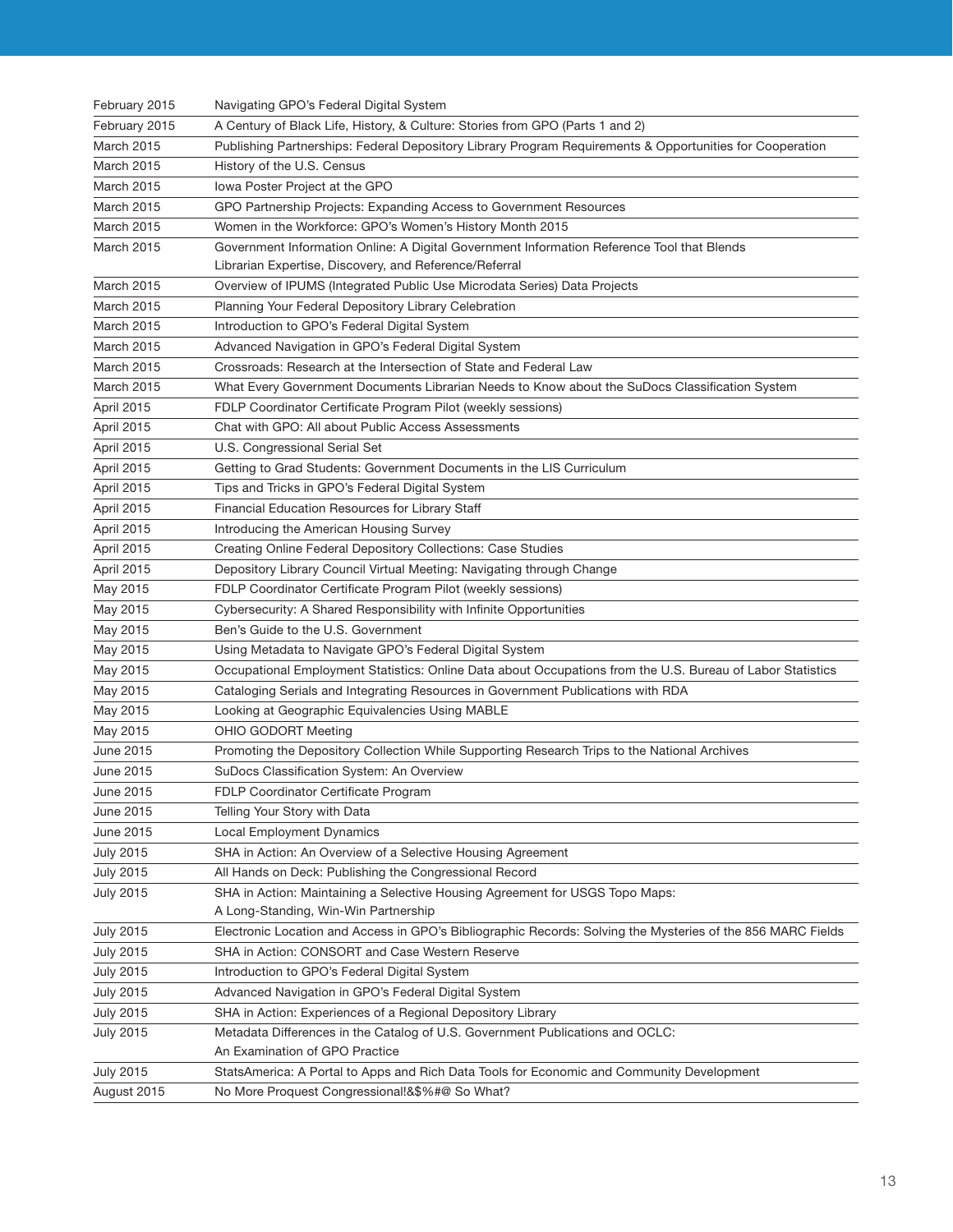| | |
|---|---|
| February 2015 | Navigating GPO's Federal Digital System |
| February 2015 | A Century of Black Life, History, & Culture: Stories from GPO (Parts 1 and 2) |
| March 2015 | Publishing Partnerships: Federal Depository Library Program Requirements & Opportunities for Cooperation |
| March 2015 | History of the U.S. Census |
| March 2015 | Iowa Poster Project at the GPO |
| March 2015 | GPO Partnership Projects: Expanding Access to Government Resources |
| March 2015 | Women in the Workforce: GPO's Women's History Month 2015 |
| March 2015 | Government Information Online: A Digital Government Information Reference Tool that Blends Librarian Expertise, Discovery, and Reference/Referral |
| March 2015 | Overview of IPUMS (Integrated Public Use Microdata Series) Data Projects |
| March 2015 | Planning Your Federal Depository Library Celebration |
| March 2015 | Introduction to GPO's Federal Digital System |
| March 2015 | Advanced Navigation in GPO's Federal Digital System |
| March 2015 | Crossroads: Research at the Intersection of State and Federal Law |
| March 2015 | What Every Government Documents Librarian Needs to Know about the SuDocs Classification System |
| April 2015 | FDLP Coordinator Certificate Program Pilot (weekly sessions) |
| April 2015 | Chat with GPO: All about Public Access Assessments |
| April 2015 | U.S. Congressional Serial Set |
| April 2015 | Getting to Grad Students: Government Documents in the LIS Curriculum |
| April 2015 | Tips and Tricks in GPO's Federal Digital System |
| April 2015 | Financial Education Resources for Library Staff |
| April 2015 | Introducing the American Housing Survey |
| April 2015 | Creating Online Federal Depository Collections: Case Studies |
| April 2015 | Depository Library Council Virtual Meeting: Navigating through Change |
| May 2015 | FDLP Coordinator Certificate Program Pilot (weekly sessions) |
| May 2015 | Cybersecurity: A Shared Responsibility with Infinite Opportunities |
| May 2015 | Ben's Guide to the U.S. Government |
| May 2015 | Using Metadata to Navigate GPO's Federal Digital System |
| May 2015 | Occupational Employment Statistics: Online Data about Occupations from the U.S. Bureau of Labor Statistics |
| May 2015 | Cataloging Serials and Integrating Resources in Government Publications with RDA |
| May 2015 | Looking at Geographic Equivalencies Using MABLE |
| May 2015 | OHIO GODORT Meeting |
| June 2015 | Promoting the Depository Collection While Supporting Research Trips to the National Archives |
| June 2015 | SuDocs Classification System: An Overview |
| June 2015 | FDLP Coordinator Certificate Program |
| June 2015 | Telling Your Story with Data |
| June 2015 | Local Employment Dynamics |
| July 2015 | SHA in Action: An Overview of a Selective Housing Agreement |
| July 2015 | All Hands on Deck: Publishing the Congressional Record |
| July 2015 | SHA in Action: Maintaining a Selective Housing Agreement for USGS Topo Maps: A Long-Standing, Win-Win Partnership |
| July 2015 | Electronic Location and Access in GPO's Bibliographic Records: Solving the Mysteries of the 856 MARC Fields |
| July 2015 | SHA in Action: CONSORT and Case Western Reserve |
| July 2015 | Introduction to GPO's Federal Digital System |
| July 2015 | Advanced Navigation in GPO's Federal Digital System |
| July 2015 | SHA in Action: Experiences of a Regional Depository Library |
| July 2015 | Metadata Differences in the Catalog of U.S. Government Publications and OCLC: An Examination of GPO Practice |
| July 2015 | StatsAmerica: A Portal to Apps and Rich Data Tools for Economic and Community Development |
| August 2015 | No More Proquest Congressional!&$%#@ So What? |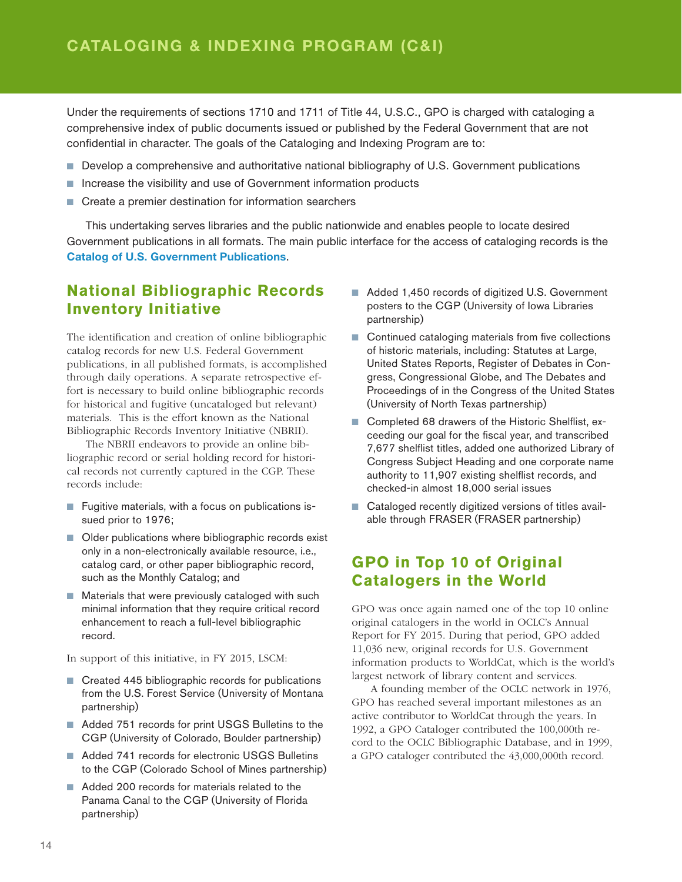# CATALOGING & INDEXING PROGRAM (C&I)

Under the requirements of sections 1710 and 1711 of Title 44, U.S.C., GPO is charged with cataloging a comprehensive index of public documents issued or published by the Federal Government that are not confidential in character. The goals of the Cataloging and Indexing Program are to:

- Develop a comprehensive and authoritative national bibliography of U.S. Government publications
- Increase the visibility and use of Government information products
- Create a premier destination for information searchers

This undertaking serves libraries and the public nationwide and enables people to locate desired Government publications in all formats. The main public interface for the access of cataloging records is the **Catalog of U.S. Government Publications**.

## National Bibliographic Records Inventory Initiative

The identification and creation of online bibliographic catalog records for new U.S. Federal Government publications, in all published formats, is accomplished through daily operations. A separate retrospective effort is necessary to build online bibliographic records for historical and fugitive (uncataloged but relevant) materials. This is the effort known as the National Bibliographic Records Inventory Initiative (NBRII).

The NBRII endeavors to provide an online bibliographic record or serial holding record for historical records not currently captured in the CGP. These records include:

- Fugitive materials, with a focus on publications issued prior to 1976;
- Older publications where bibliographic records exist only in a non-electronically available resource, i.e., catalog card, or other paper bibliographic record, such as the Monthly Catalog; and
- Materials that were previously cataloged with such minimal information that they require critical record enhancement to reach a full-level bibliographic record.

In support of this initiative, in FY 2015, LSCM:

- Created 445 bibliographic records for publications from the U.S. Forest Service (University of Montana partnership)
- Added 751 records for print USGS Bulletins to the CGP (University of Colorado, Boulder partnership)
- Added 741 records for electronic USGS Bulletins to the CGP (Colorado School of Mines partnership)
- Added 200 records for materials related to the Panama Canal to the CGP (University of Florida partnership)
- Added 1,450 records of digitized U.S. Government posters to the CGP (University of Iowa Libraries partnership)
- Continued cataloging materials from five collections of historic materials, including: Statutes at Large, United States Reports, Register of Debates in Congress, Congressional Globe, and The Debates and Proceedings of in the Congress of the United States (University of North Texas partnership)
- Completed 68 drawers of the Historic Shelflist, exceeding our goal for the fiscal year, and transcribed 7,677 shelflist titles, added one authorized Library of Congress Subject Heading and one corporate name authority to 11,907 existing shelflist records, and checked-in almost 18,000 serial issues
- Cataloged recently digitized versions of titles available through FRASER (FRASER partnership)

## GPO in Top 10 of Original Catalogers in the World

GPO was once again named one of the top 10 online original catalogers in the world in OCLC's Annual Report for FY 2015. During that period, GPO added 11,036 new, original records for U.S. Government information products to WorldCat, which is the world's largest network of library content and services.

A founding member of the OCLC network in 1976, GPO has reached several important milestones as an active contributor to WorldCat through the years. In 1992, a GPO Cataloger contributed the 100,000th record to the OCLC Bibliographic Database, and in 1999, a GPO cataloger contributed the 43,000,000th record.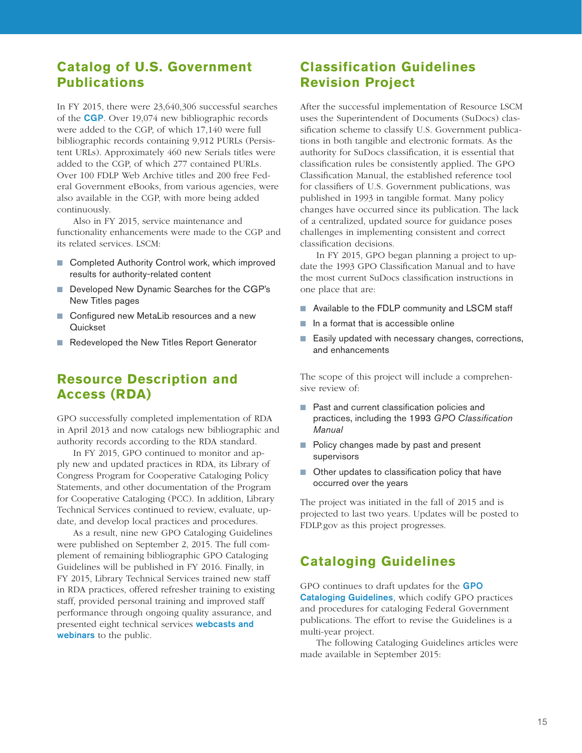## Catalog of U.S. Government Publications

In FY 2015, there were 23,640,306 successful searches of the **CGP**. Over 19,074 new bibliographic records were added to the CGP, of which 17,140 were full bibliographic records containing 9,912 PURLs (Persistent URLs). Approximately 460 new Serials titles were added to the CGP, of which 277 contained PURLs. Over 100 FDLP Web Archive titles and 200 free Federal Government eBooks, from various agencies, were also available in the CGP, with more being added continuously.

Also in FY 2015, service maintenance and functionality enhancements were made to the CGP and its related services. LSCM:

- Completed Authority Control work, which improved results for authority-related content
- Developed New Dynamic Searches for the CGP's New Titles pages
- Configured new MetaLib resources and a new Quickset
- Redeveloped the New Titles Report Generator

## Resource Description and Access (RDA)

GPO successfully completed implementation of RDA in April 2013 and now catalogs new bibliographic and authority records according to the RDA standard.

In FY 2015, GPO continued to monitor and apply new and updated practices in RDA, its Library of Congress Program for Cooperative Cataloging Policy Statements, and other documentation of the Program for Cooperative Cataloging (PCC). In addition, Library Technical Services continued to review, evaluate, update, and develop local practices and procedures.

As a result, nine new GPO Cataloging Guidelines were published on September 2, 2015. The full complement of remaining bibliographic GPO Cataloging Guidelines will be published in FY 2016. Finally, in FY 2015, Library Technical Services trained new staff in RDA practices, offered refresher training to existing staff, provided personal training and improved staff performance through ongoing quality assurance, and presented eight technical services **webcasts and webinars** to the public.

## Classification Guidelines Revision Project

After the successful implementation of Resource LSCM uses the Superintendent of Documents (SuDocs) classification scheme to classify U.S. Government publications in both tangible and electronic formats. As the authority for SuDocs classification, it is essential that classification rules be consistently applied. The GPO Classification Manual, the established reference tool for classifiers of U.S. Government publications, was published in 1993 in tangible format. Many policy changes have occurred since its publication. The lack of a centralized, updated source for guidance poses challenges in implementing consistent and correct classification decisions.

In FY 2015, GPO began planning a project to update the 1993 GPO Classification Manual and to have the most current SuDocs classification instructions in one place that are:

- Available to the FDLP community and LSCM staff
- In a format that is accessible online
- Easily updated with necessary changes, corrections, and enhancements

The scope of this project will include a comprehensive review of:

- Past and current classification policies and practices, including the 1993 *GPO Classification Manual*
- Policy changes made by past and present supervisors
- Other updates to classification policy that have occurred over the years

The project was initiated in the fall of 2015 and is projected to last two years. Updates will be posted to FDLP.gov as this project progresses.

## Cataloging Guidelines

GPO continues to draft updates for the **GPO Cataloging Guidelines**, which codify GPO practices and procedures for cataloging Federal Government publications. The effort to revise the Guidelines is a multi-year project.

The following Cataloging Guidelines articles were made available in September 2015: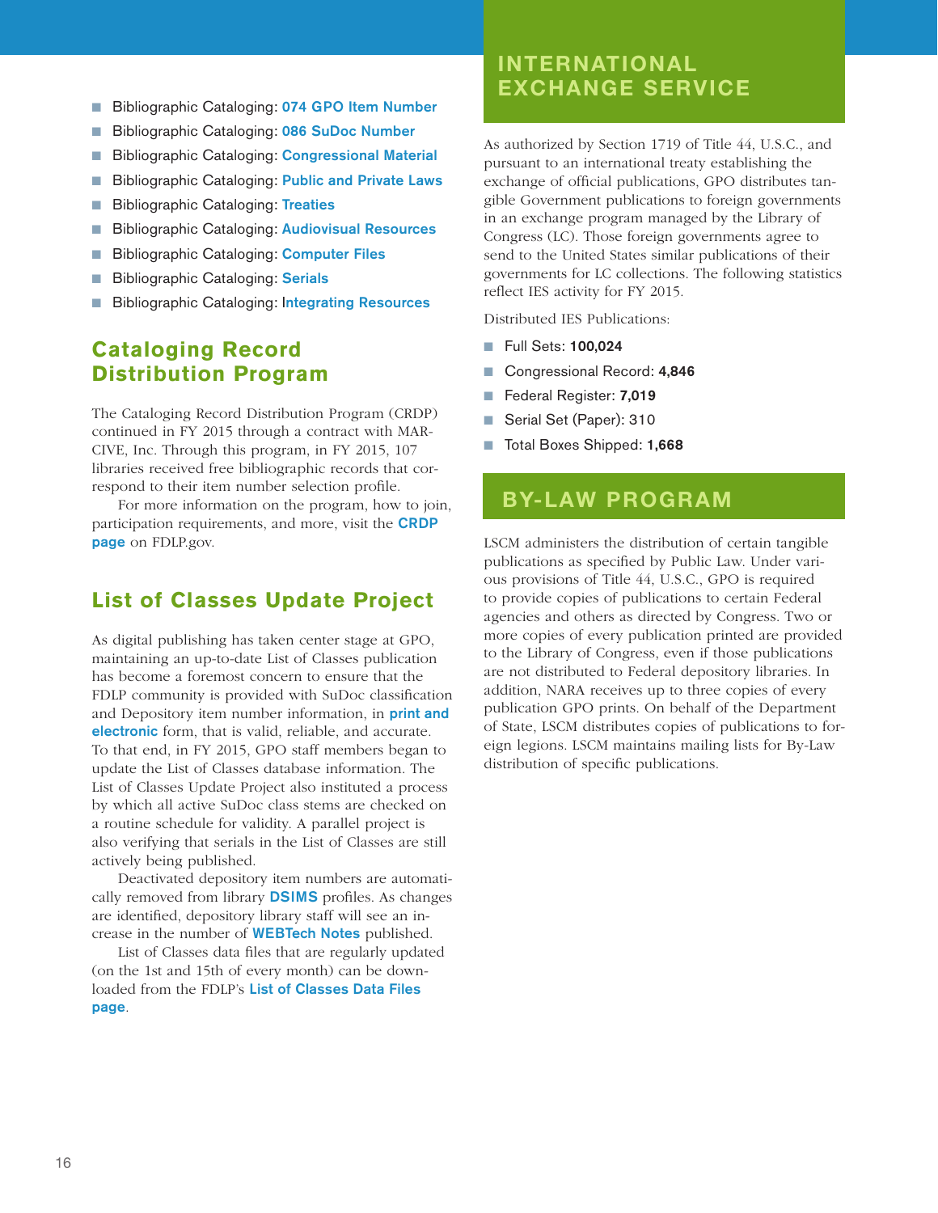- Bibliographic Cataloging: **074 GPO Item Number**
- Bibliographic Cataloging: **086 SuDoc Number**
- Bibliographic Cataloging: **Congressional Material**
- Bibliographic Cataloging: **Public and Private Laws**
- Bibliographic Cataloging: **Treaties**
- Bibliographic Cataloging: **Audiovisual Resources**
- Bibliographic Cataloging: **Computer Files**
- Bibliographic Cataloging: **Serials**
- Bibliographic Cataloging: **Integrating Resources**

## Cataloging Record Distribution Program

The Cataloging Record Distribution Program (CRDP) continued in FY 2015 through a contract with MARCIVE, Inc. Through this program, in FY 2015, 107 libraries received free bibliographic records that correspond to their item number selection profile.

For more information on the program, how to join, participation requirements, and more, visit the **CRDP page** on FDLP.gov.

## List of Classes Update Project

As digital publishing has taken center stage at GPO, maintaining an up-to-date List of Classes publication has become a foremost concern to ensure that the FDLP community is provided with SuDoc classification and Depository item number information, in **print and electronic** form, that is valid, reliable, and accurate. To that end, in FY 2015, GPO staff members began to update the List of Classes database information. The List of Classes Update Project also instituted a process by which all active SuDoc class stems are checked on a routine schedule for validity. A parallel project is also verifying that serials in the List of Classes are still actively being published.

Deactivated depository item numbers are automatically removed from library **DSIMS** profiles. As changes are identified, depository library staff will see an increase in the number of **WEBTech Notes** published.

List of Classes data files that are regularly updated (on the 1st and 15th of every month) can be downloaded from the FDLP's **List of Classes Data Files page**.

## INTERNATIONAL EXCHANGE SERVICE

As authorized by Section 1719 of Title 44, U.S.C., and pursuant to an international treaty establishing the exchange of official publications, GPO distributes tangible Government publications to foreign governments in an exchange program managed by the Library of Congress (LC). Those foreign governments agree to send to the United States similar publications of their governments for LC collections. The following statistics reflect IES activity for FY 2015.

Distributed IES Publications:

- Full Sets: **100,024**
- Congressional Record: **4,846**
- Federal Register: **7,019**
- Serial Set (Paper): 310
- Total Boxes Shipped: **1,668**

## BY-LAW PROGRAM

LSCM administers the distribution of certain tangible publications as specified by Public Law. Under various provisions of Title 44, U.S.C., GPO is required to provide copies of publications to certain Federal agencies and others as directed by Congress. Two or more copies of every publication printed are provided to the Library of Congress, even if those publications are not distributed to Federal depository libraries. In addition, NARA receives up to three copies of every publication GPO prints. On behalf of the Department of State, LSCM distributes copies of publications to foreign legions. LSCM maintains mailing lists for By-Law distribution of specific publications.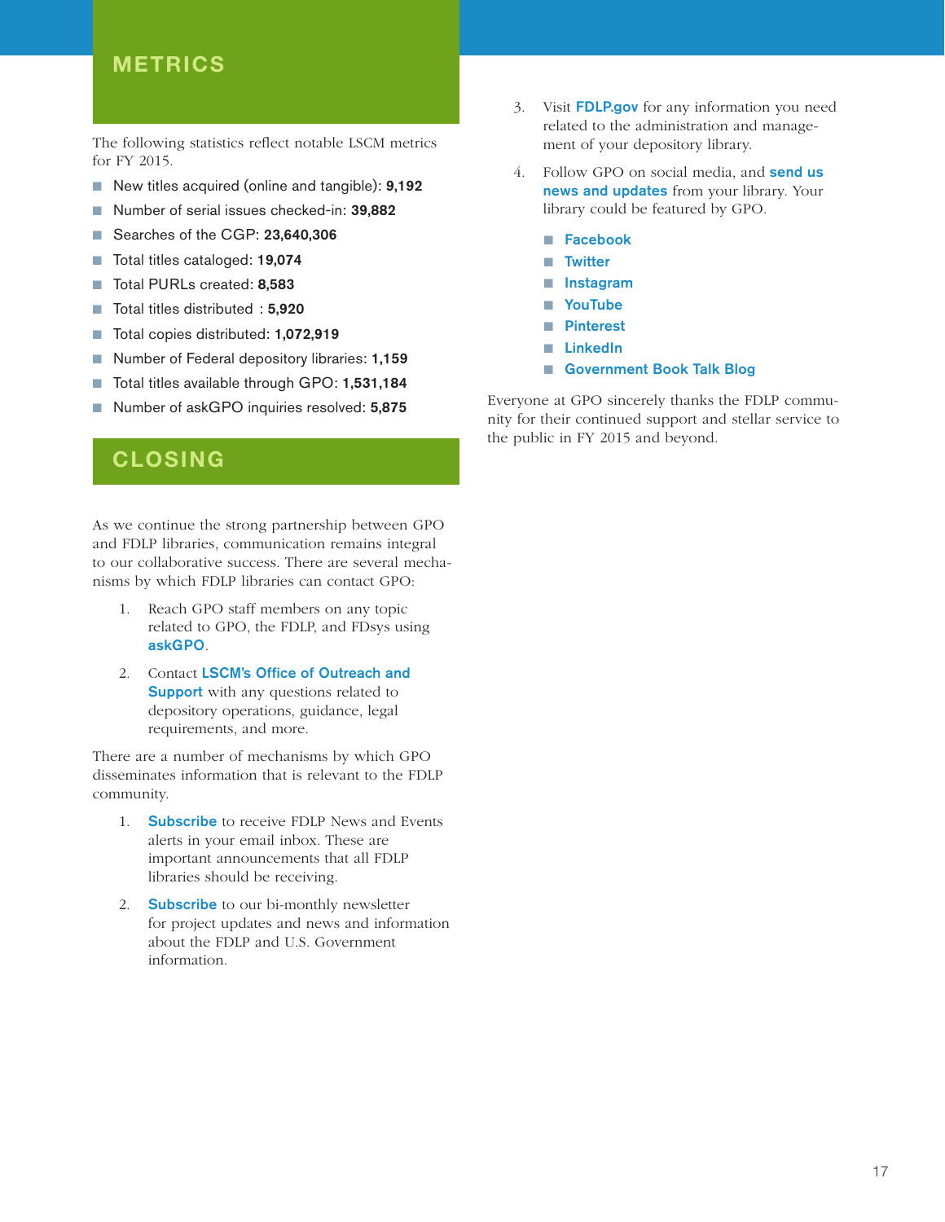## METRICS

The following statistics reflect notable LSCM metrics for FY 2015.

- New titles acquired (online and tangible): **9,192**
- Number of serial issues checked-in: **39,882**
- Searches of the CGP: **23,640,306**
- Total titles cataloged: **19,074**
- Total PURLs created: **8,583**
- Total titles distributed : **5,920**
- Total copies distributed: **1,072,919**
- Number of Federal depository libraries: **1,159**
- Total titles available through GPO: **1,531,184**
- Number of askGPO inquiries resolved: **5,875**

## CLOSING

As we continue the strong partnership between GPO and FDLP libraries, communication remains integral to our collaborative success. There are several mechanisms by which FDLP libraries can contact GPO:

1. Reach GPO staff members on any topic related to GPO, the FDLP, and FDsys using **askGPO**.
2. Contact **LSCM's Office of Outreach and Support** with any questions related to depository operations, guidance, legal requirements, and more.

There are a number of mechanisms by which GPO disseminates information that is relevant to the FDLP community.

1. **Subscribe** to receive FDLP News and Events alerts in your email inbox. These are important announcements that all FDLP libraries should be receiving.
2. **Subscribe** to our bi-monthly newsletter for project updates and news and information about the FDLP and U.S. Government information.
3. Visit **FDLP.gov** for any information you need related to the administration and management of your depository library.
4. Follow GPO on social media, and **send us news and updates** from your library. Your library could be featured by GPO.
   - **Facebook**
   - **Twitter**
   - **Instagram**
   - **YouTube**
   - **Pinterest**
   - **LinkedIn**
   - **Government Book Talk Blog**

Everyone at GPO sincerely thanks the FDLP community for their continued support and stellar service to the public in FY 2015 and beyond.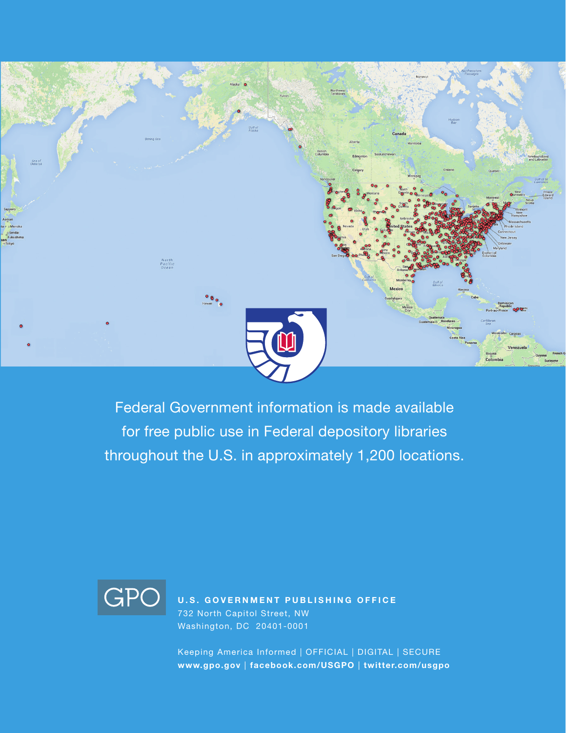Federal Government information is made available for free public use in Federal depository libraries throughout the U.S. in approximately 1,200 locations.

GPO

**U.S. GOVERNMENT PUBLISHING OFFICE**
732 North Capitol Street, NW
Washington, DC 20401-0001

Keeping America Informed | OFFICIAL | DIGITAL | SECURE
**www.gpo.gov** | **facebook.com/USGPO** | **twitter.com/usgpo**